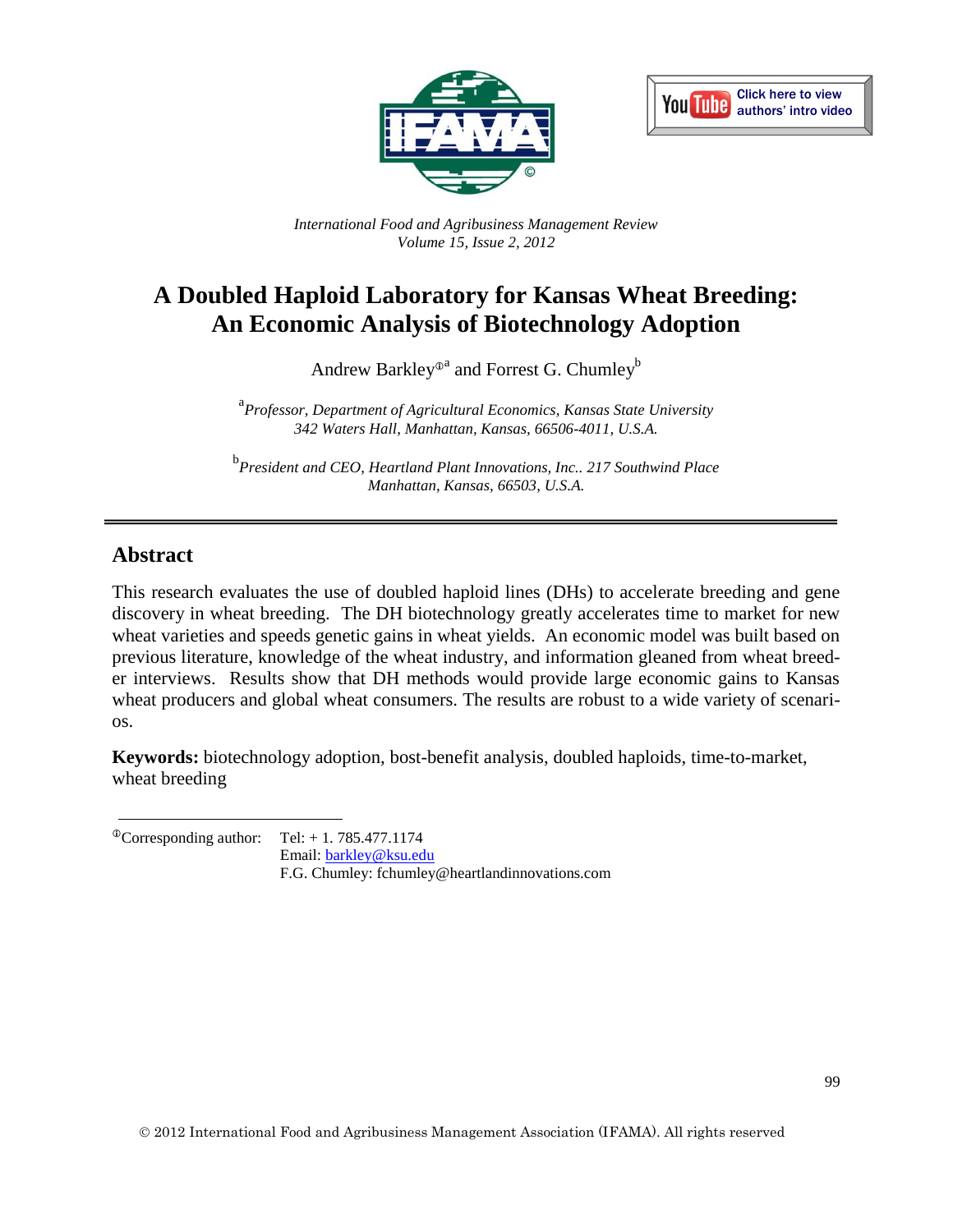*International Food and Agribusiness Management Review*
*Volume 15, Issue 2, 2012*

# A Doubled Haploid Laboratory for Kansas Wheat Breeding: An Economic Analysis of Biotechnology Adoption

Andrew Barkley[ⓘa] and Forrest G. Chumley[b]

[a] *Professor, Department of Agricultural Economics, Kansas State University 342 Waters Hall, Manhattan, Kansas, 66506-4011, U.S.A.*

[b] *President and CEO, Heartland Plant Innovations, Inc.. 217 Southwind Place Manhattan, Kansas, 66503, U.S.A.*

---

## Abstract

This research evaluates the use of doubled haploid lines (DHs) to accelerate breeding and gene discovery in wheat breeding. The DH biotechnology greatly accelerates time to market for new wheat varieties and speeds genetic gains in wheat yields. An economic model was built based on previous literature, knowledge of the wheat industry, and information gleaned from wheat breeder interviews. Results show that DH methods would provide large economic gains to Kansas wheat producers and global wheat consumers. The results are robust to a wide variety of scenarios.

**Keywords:** biotechnology adoption, bost-benefit analysis, doubled haploids, time-to-market, wheat breeding

---

[ⓘ]Corresponding author: Tel: + 1. 785.477.1174
Email: barkley@ksu.edu
F.G. Chumley: fchumley@heartlandinnovations.com

© 2012 International Food and Agribusiness Management Association (IFAMA). All rights reserved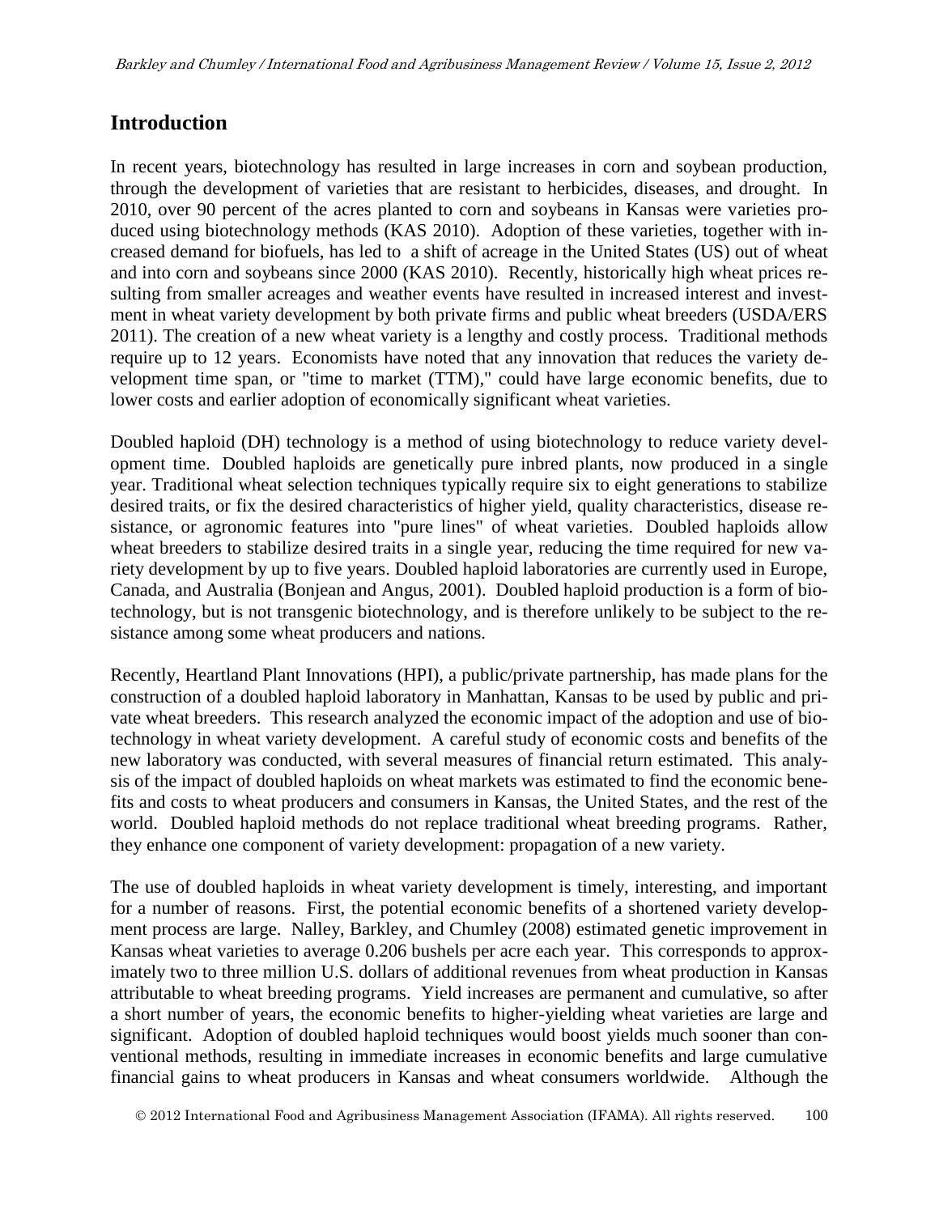## Introduction

In recent years, biotechnology has resulted in large increases in corn and soybean production, through the development of varieties that are resistant to herbicides, diseases, and drought. In 2010, over 90 percent of the acres planted to corn and soybeans in Kansas were varieties produced using biotechnology methods (KAS 2010). Adoption of these varieties, together with increased demand for biofuels, has led to a shift of acreage in the United States (US) out of wheat and into corn and soybeans since 2000 (KAS 2010). Recently, historically high wheat prices resulting from smaller acreages and weather events have resulted in increased interest and investment in wheat variety development by both private firms and public wheat breeders (USDA/ERS 2011). The creation of a new wheat variety is a lengthy and costly process. Traditional methods require up to 12 years. Economists have noted that any innovation that reduces the variety development time span, or "time to market (TTM)," could have large economic benefits, due to lower costs and earlier adoption of economically significant wheat varieties.

Doubled haploid (DH) technology is a method of using biotechnology to reduce variety development time. Doubled haploids are genetically pure inbred plants, now produced in a single year. Traditional wheat selection techniques typically require six to eight generations to stabilize desired traits, or fix the desired characteristics of higher yield, quality characteristics, disease resistance, or agronomic features into "pure lines" of wheat varieties. Doubled haploids allow wheat breeders to stabilize desired traits in a single year, reducing the time required for new variety development by up to five years. Doubled haploid laboratories are currently used in Europe, Canada, and Australia (Bonjean and Angus, 2001). Doubled haploid production is a form of biotechnology, but is not transgenic biotechnology, and is therefore unlikely to be subject to the resistance among some wheat producers and nations.

Recently, Heartland Plant Innovations (HPI), a public/private partnership, has made plans for the construction of a doubled haploid laboratory in Manhattan, Kansas to be used by public and private wheat breeders. This research analyzed the economic impact of the adoption and use of biotechnology in wheat variety development. A careful study of economic costs and benefits of the new laboratory was conducted, with several measures of financial return estimated. This analysis of the impact of doubled haploids on wheat markets was estimated to find the economic benefits and costs to wheat producers and consumers in Kansas, the United States, and the rest of the world. Doubled haploid methods do not replace traditional wheat breeding programs. Rather, they enhance one component of variety development: propagation of a new variety.

The use of doubled haploids in wheat variety development is timely, interesting, and important for a number of reasons. First, the potential economic benefits of a shortened variety development process are large. Nalley, Barkley, and Chumley (2008) estimated genetic improvement in Kansas wheat varieties to average 0.206 bushels per acre each year. This corresponds to approximately two to three million U.S. dollars of additional revenues from wheat production in Kansas attributable to wheat breeding programs. Yield increases are permanent and cumulative, so after a short number of years, the economic benefits to higher-yielding wheat varieties are large and significant. Adoption of doubled haploid techniques would boost yields much sooner than conventional methods, resulting in immediate increases in economic benefits and large cumulative financial gains to wheat producers in Kansas and wheat consumers worldwide. Although the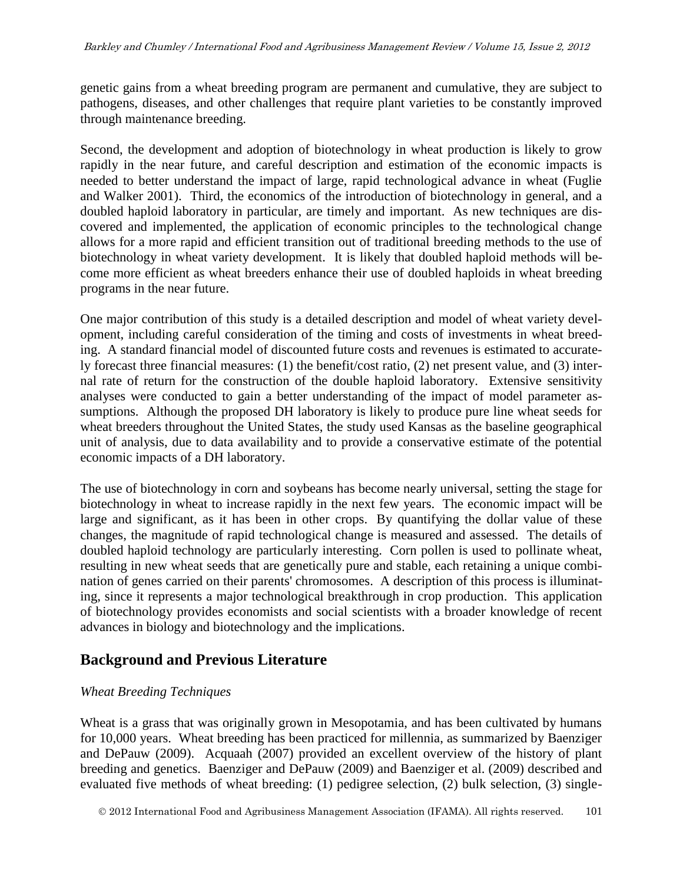genetic gains from a wheat breeding program are permanent and cumulative, they are subject to pathogens, diseases, and other challenges that require plant varieties to be constantly improved through maintenance breeding.

Second, the development and adoption of biotechnology in wheat production is likely to grow rapidly in the near future, and careful description and estimation of the economic impacts is needed to better understand the impact of large, rapid technological advance in wheat (Fuglie and Walker 2001). Third, the economics of the introduction of biotechnology in general, and a doubled haploid laboratory in particular, are timely and important. As new techniques are discovered and implemented, the application of economic principles to the technological change allows for a more rapid and efficient transition out of traditional breeding methods to the use of biotechnology in wheat variety development. It is likely that doubled haploid methods will become more efficient as wheat breeders enhance their use of doubled haploids in wheat breeding programs in the near future.

One major contribution of this study is a detailed description and model of wheat variety development, including careful consideration of the timing and costs of investments in wheat breeding. A standard financial model of discounted future costs and revenues is estimated to accurately forecast three financial measures: (1) the benefit/cost ratio, (2) net present value, and (3) internal rate of return for the construction of the double haploid laboratory. Extensive sensitivity analyses were conducted to gain a better understanding of the impact of model parameter assumptions. Although the proposed DH laboratory is likely to produce pure line wheat seeds for wheat breeders throughout the United States, the study used Kansas as the baseline geographical unit of analysis, due to data availability and to provide a conservative estimate of the potential economic impacts of a DH laboratory.

The use of biotechnology in corn and soybeans has become nearly universal, setting the stage for biotechnology in wheat to increase rapidly in the next few years. The economic impact will be large and significant, as it has been in other crops. By quantifying the dollar value of these changes, the magnitude of rapid technological change is measured and assessed. The details of doubled haploid technology are particularly interesting. Corn pollen is used to pollinate wheat, resulting in new wheat seeds that are genetically pure and stable, each retaining a unique combination of genes carried on their parents' chromosomes. A description of this process is illuminating, since it represents a major technological breakthrough in crop production. This application of biotechnology provides economists and social scientists with a broader knowledge of recent advances in biology and biotechnology and the implications.

## Background and Previous Literature

### *Wheat Breeding Techniques*

Wheat is a grass that was originally grown in Mesopotamia, and has been cultivated by humans for 10,000 years. Wheat breeding has been practiced for millennia, as summarized by Baenziger and DePauw (2009). Acquaah (2007) provided an excellent overview of the history of plant breeding and genetics. Baenziger and DePauw (2009) and Baenziger et al. (2009) described and evaluated five methods of wheat breeding: (1) pedigree selection, (2) bulk selection, (3) single-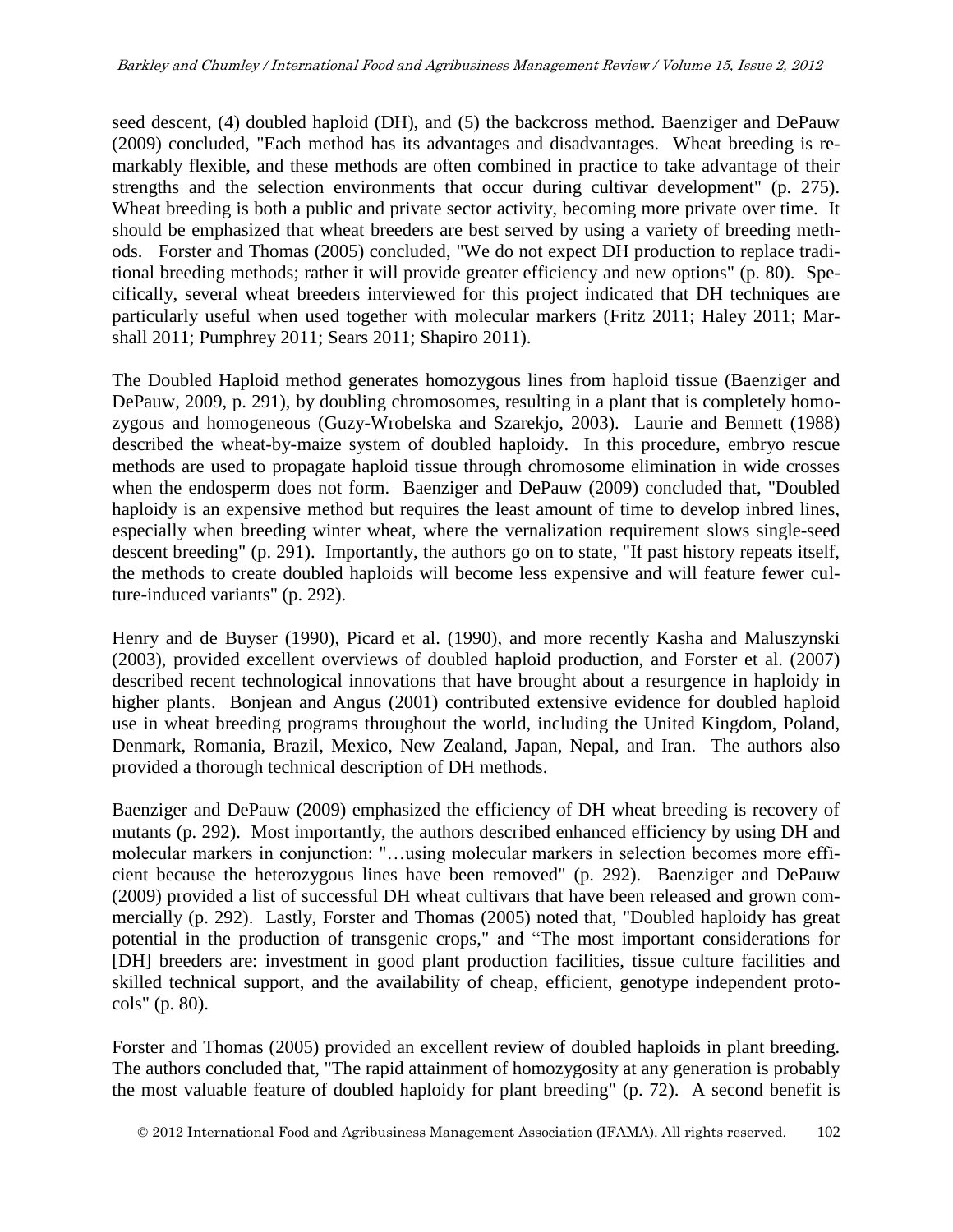seed descent, (4) doubled haploid (DH), and (5) the backcross method. Baenziger and DePauw (2009) concluded, "Each method has its advantages and disadvantages. Wheat breeding is remarkably flexible, and these methods are often combined in practice to take advantage of their strengths and the selection environments that occur during cultivar development" (p. 275). Wheat breeding is both a public and private sector activity, becoming more private over time. It should be emphasized that wheat breeders are best served by using a variety of breeding methods. Forster and Thomas (2005) concluded, "We do not expect DH production to replace traditional breeding methods; rather it will provide greater efficiency and new options" (p. 80). Specifically, several wheat breeders interviewed for this project indicated that DH techniques are particularly useful when used together with molecular markers (Fritz 2011; Haley 2011; Marshall 2011; Pumphrey 2011; Sears 2011; Shapiro 2011).

The Doubled Haploid method generates homozygous lines from haploid tissue (Baenziger and DePauw, 2009, p. 291), by doubling chromosomes, resulting in a plant that is completely homozygous and homogeneous (Guzy-Wrobelska and Szarekjo, 2003). Laurie and Bennett (1988) described the wheat-by-maize system of doubled haploidy. In this procedure, embryo rescue methods are used to propagate haploid tissue through chromosome elimination in wide crosses when the endosperm does not form. Baenziger and DePauw (2009) concluded that, "Doubled haploidy is an expensive method but requires the least amount of time to develop inbred lines, especially when breeding winter wheat, where the vernalization requirement slows single-seed descent breeding" (p. 291). Importantly, the authors go on to state, "If past history repeats itself, the methods to create doubled haploids will become less expensive and will feature fewer culture-induced variants" (p. 292).

Henry and de Buyser (1990), Picard et al. (1990), and more recently Kasha and Maluszynski (2003), provided excellent overviews of doubled haploid production, and Forster et al. (2007) described recent technological innovations that have brought about a resurgence in haploidy in higher plants. Bonjean and Angus (2001) contributed extensive evidence for doubled haploid use in wheat breeding programs throughout the world, including the United Kingdom, Poland, Denmark, Romania, Brazil, Mexico, New Zealand, Japan, Nepal, and Iran. The authors also provided a thorough technical description of DH methods.

Baenziger and DePauw (2009) emphasized the efficiency of DH wheat breeding is recovery of mutants (p. 292). Most importantly, the authors described enhanced efficiency by using DH and molecular markers in conjunction: "…using molecular markers in selection becomes more efficient because the heterozygous lines have been removed" (p. 292). Baenziger and DePauw (2009) provided a list of successful DH wheat cultivars that have been released and grown commercially (p. 292). Lastly, Forster and Thomas (2005) noted that, "Doubled haploidy has great potential in the production of transgenic crops," and "The most important considerations for [DH] breeders are: investment in good plant production facilities, tissue culture facilities and skilled technical support, and the availability of cheap, efficient, genotype independent protocols" (p. 80).

Forster and Thomas (2005) provided an excellent review of doubled haploids in plant breeding. The authors concluded that, "The rapid attainment of homozygosity at any generation is probably the most valuable feature of doubled haploidy for plant breeding" (p. 72). A second benefit is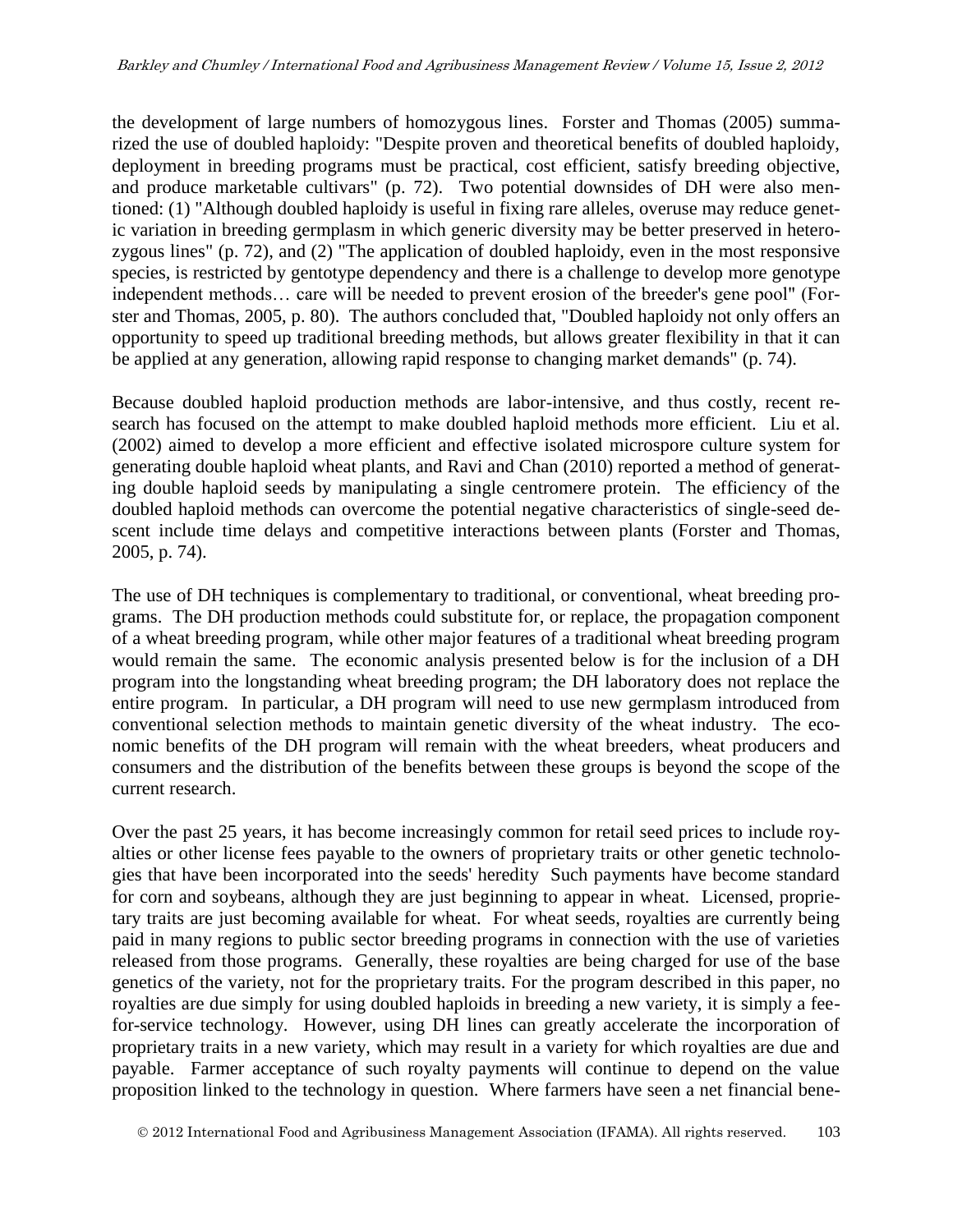the development of large numbers of homozygous lines. Forster and Thomas (2005) summarized the use of doubled haploidy: "Despite proven and theoretical benefits of doubled haploidy, deployment in breeding programs must be practical, cost efficient, satisfy breeding objective, and produce marketable cultivars" (p. 72). Two potential downsides of DH were also mentioned: (1) "Although doubled haploidy is useful in fixing rare alleles, overuse may reduce genetic variation in breeding germplasm in which generic diversity may be better preserved in heterozygous lines" (p. 72), and (2) "The application of doubled haploidy, even in the most responsive species, is restricted by gentotype dependency and there is a challenge to develop more genotype independent methods… care will be needed to prevent erosion of the breeder's gene pool" (Forster and Thomas, 2005, p. 80). The authors concluded that, "Doubled haploidy not only offers an opportunity to speed up traditional breeding methods, but allows greater flexibility in that it can be applied at any generation, allowing rapid response to changing market demands" (p. 74).

Because doubled haploid production methods are labor-intensive, and thus costly, recent research has focused on the attempt to make doubled haploid methods more efficient. Liu et al. (2002) aimed to develop a more efficient and effective isolated microspore culture system for generating double haploid wheat plants, and Ravi and Chan (2010) reported a method of generating double haploid seeds by manipulating a single centromere protein. The efficiency of the doubled haploid methods can overcome the potential negative characteristics of single-seed descent include time delays and competitive interactions between plants (Forster and Thomas, 2005, p. 74).

The use of DH techniques is complementary to traditional, or conventional, wheat breeding programs. The DH production methods could substitute for, or replace, the propagation component of a wheat breeding program, while other major features of a traditional wheat breeding program would remain the same. The economic analysis presented below is for the inclusion of a DH program into the longstanding wheat breeding program; the DH laboratory does not replace the entire program. In particular, a DH program will need to use new germplasm introduced from conventional selection methods to maintain genetic diversity of the wheat industry. The economic benefits of the DH program will remain with the wheat breeders, wheat producers and consumers and the distribution of the benefits between these groups is beyond the scope of the current research.

Over the past 25 years, it has become increasingly common for retail seed prices to include royalties or other license fees payable to the owners of proprietary traits or other genetic technologies that have been incorporated into the seeds' heredity Such payments have become standard for corn and soybeans, although they are just beginning to appear in wheat. Licensed, proprietary traits are just becoming available for wheat. For wheat seeds, royalties are currently being paid in many regions to public sector breeding programs in connection with the use of varieties released from those programs. Generally, these royalties are being charged for use of the base genetics of the variety, not for the proprietary traits. For the program described in this paper, no royalties are due simply for using doubled haploids in breeding a new variety, it is simply a fee-for-service technology. However, using DH lines can greatly accelerate the incorporation of proprietary traits in a new variety, which may result in a variety for which royalties are due and payable. Farmer acceptance of such royalty payments will continue to depend on the value proposition linked to the technology in question. Where farmers have seen a net financial bene-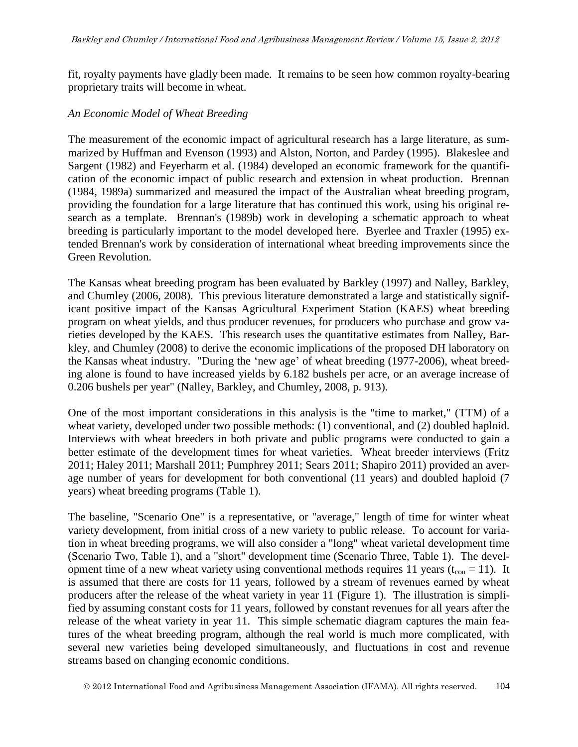fit, royalty payments have gladly been made. It remains to be seen how common royalty-bearing proprietary traits will become in wheat.

*An Economic Model of Wheat Breeding*

The measurement of the economic impact of agricultural research has a large literature, as summarized by Huffman and Evenson (1993) and Alston, Norton, and Pardey (1995). Blakeslee and Sargent (1982) and Feyerharm et al. (1984) developed an economic framework for the quantification of the economic impact of public research and extension in wheat production. Brennan (1984, 1989a) summarized and measured the impact of the Australian wheat breeding program, providing the foundation for a large literature that has continued this work, using his original research as a template. Brennan's (1989b) work in developing a schematic approach to wheat breeding is particularly important to the model developed here. Byerlee and Traxler (1995) extended Brennan's work by consideration of international wheat breeding improvements since the Green Revolution.

The Kansas wheat breeding program has been evaluated by Barkley (1997) and Nalley, Barkley, and Chumley (2006, 2008). This previous literature demonstrated a large and statistically significant positive impact of the Kansas Agricultural Experiment Station (KAES) wheat breeding program on wheat yields, and thus producer revenues, for producers who purchase and grow varieties developed by the KAES. This research uses the quantitative estimates from Nalley, Barkley, and Chumley (2008) to derive the economic implications of the proposed DH laboratory on the Kansas wheat industry. "During the 'new age' of wheat breeding (1977-2006), wheat breeding alone is found to have increased yields by 6.182 bushels per acre, or an average increase of 0.206 bushels per year" (Nalley, Barkley, and Chumley, 2008, p. 913).

One of the most important considerations in this analysis is the "time to market," (TTM) of a wheat variety, developed under two possible methods: (1) conventional, and (2) doubled haploid. Interviews with wheat breeders in both private and public programs were conducted to gain a better estimate of the development times for wheat varieties. Wheat breeder interviews (Fritz 2011; Haley 2011; Marshall 2011; Pumphrey 2011; Sears 2011; Shapiro 2011) provided an average number of years for development for both conventional (11 years) and doubled haploid (7 years) wheat breeding programs (Table 1).

The baseline, "Scenario One" is a representative, or "average," length of time for winter wheat variety development, from initial cross of a new variety to public release. To account for variation in wheat breeding programs, we will also consider a "long" wheat varietal development time (Scenario Two, Table 1), and a "short" development time (Scenario Three, Table 1). The development time of a new wheat variety using conventional methods requires 11 years ($t_{con} = 11$). It is assumed that there are costs for 11 years, followed by a stream of revenues earned by wheat producers after the release of the wheat variety in year 11 (Figure 1). The illustration is simplified by assuming constant costs for 11 years, followed by constant revenues for all years after the release of the wheat variety in year 11. This simple schematic diagram captures the main features of the wheat breeding program, although the real world is much more complicated, with several new varieties being developed simultaneously, and fluctuations in cost and revenue streams based on changing economic conditions.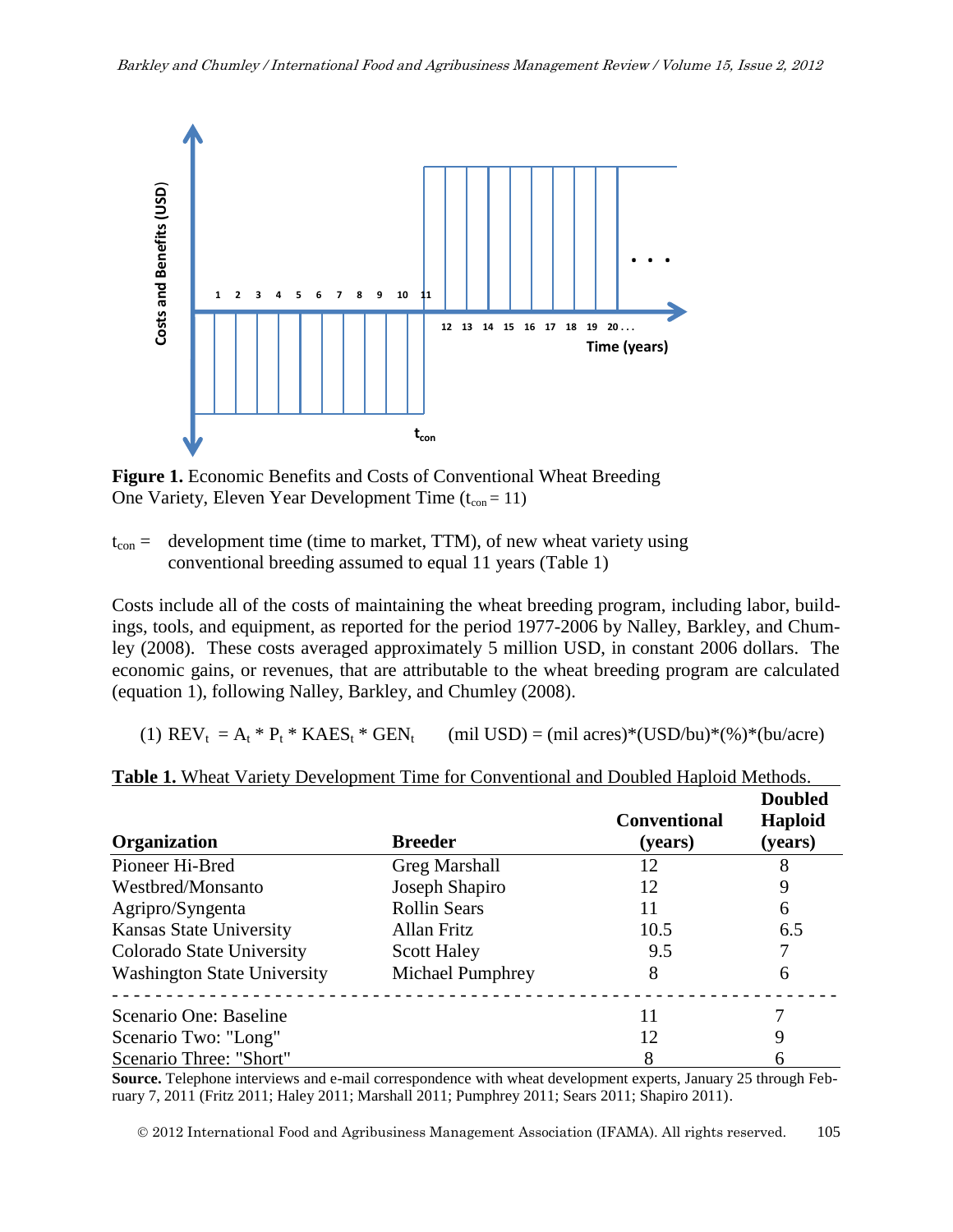**Figure 1.** Economic Benefits and Costs of Conventional Wheat Breeding One Variety, Eleven Year Development Time ($t_{con} = 11$)

$t_{con}$ = development time (time to market, TTM), of new wheat variety using conventional breeding assumed to equal 11 years (Table 1)

Costs include all of the costs of maintaining the wheat breeding program, including labor, buildings, tools, and equipment, as reported for the period 1977-2006 by Nalley, Barkley, and Chumley (2008). These costs averaged approximately 5 million USD, in constant 2006 dollars. The economic gains, or revenues, that are attributable to the wheat breeding program are calculated (equation 1), following Nalley, Barkley, and Chumley (2008).

$$\text{(1) } REV_t = A_t * P_t * KAES_t * GEN_t \qquad \text{(mil USD)} = \text{(mil acres)}*\text{(USD/bu)}*\text{(\%)}*\text{(bu/acre)}$$

**Table 1.** Wheat Variety Development Time for Conventional and Doubled Haploid Methods.

| Organization | Breeder | Conventional (years) | Doubled Haploid (years) |
|---|---|---|---|
| Pioneer Hi-Bred | Greg Marshall | 12 | 8 |
| Westbred/Monsanto | Joseph Shapiro | 12 | 9 |
| Agripro/Syngenta | Rollin Sears | 11 | 6 |
| Kansas State University | Allan Fritz | 10.5 | 6.5 |
| Colorado State University | Scott Haley | 9.5 | 7 |
| Washington State University | Michael Pumphrey | 8 | 6 |
| Scenario One: Baseline | | 11 | 7 |
| Scenario Two: "Long" | | 12 | 9 |
| Scenario Three: "Short" | | 8 | 6 |

**Source.** Telephone interviews and e-mail correspondence with wheat development experts, January 25 through February 7, 2011 (Fritz 2011; Haley 2011; Marshall 2011; Pumphrey 2011; Sears 2011; Shapiro 2011).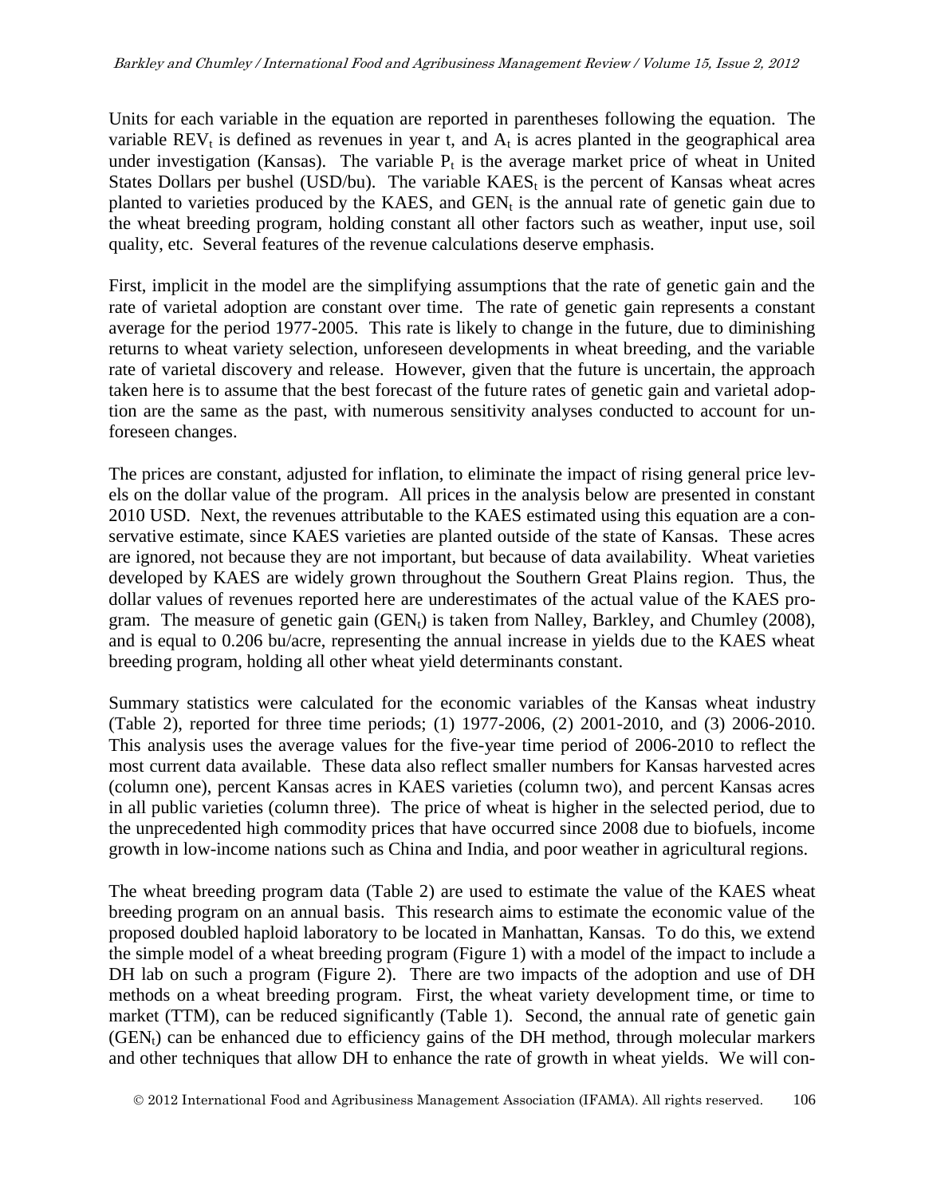Units for each variable in the equation are reported in parentheses following the equation. The variable $REV_t$ is defined as revenues in year t, and $A_t$ is acres planted in the geographical area under investigation (Kansas). The variable $P_t$ is the average market price of wheat in United States Dollars per bushel (USD/bu). The variable $KAES_t$ is the percent of Kansas wheat acres planted to varieties produced by the KAES, and $GEN_t$ is the annual rate of genetic gain due to the wheat breeding program, holding constant all other factors such as weather, input use, soil quality, etc. Several features of the revenue calculations deserve emphasis.

First, implicit in the model are the simplifying assumptions that the rate of genetic gain and the rate of varietal adoption are constant over time. The rate of genetic gain represents a constant average for the period 1977-2005. This rate is likely to change in the future, due to diminishing returns to wheat variety selection, unforeseen developments in wheat breeding, and the variable rate of varietal discovery and release. However, given that the future is uncertain, the approach taken here is to assume that the best forecast of the future rates of genetic gain and varietal adoption are the same as the past, with numerous sensitivity analyses conducted to account for unforeseen changes.

The prices are constant, adjusted for inflation, to eliminate the impact of rising general price levels on the dollar value of the program. All prices in the analysis below are presented in constant 2010 USD. Next, the revenues attributable to the KAES estimated using this equation are a conservative estimate, since KAES varieties are planted outside of the state of Kansas. These acres are ignored, not because they are not important, but because of data availability. Wheat varieties developed by KAES are widely grown throughout the Southern Great Plains region. Thus, the dollar values of revenues reported here are underestimates of the actual value of the KAES program. The measure of genetic gain ($GEN_t$) is taken from Nalley, Barkley, and Chumley (2008), and is equal to 0.206 bu/acre, representing the annual increase in yields due to the KAES wheat breeding program, holding all other wheat yield determinants constant.

Summary statistics were calculated for the economic variables of the Kansas wheat industry (Table 2), reported for three time periods; (1) 1977-2006, (2) 2001-2010, and (3) 2006-2010. This analysis uses the average values for the five-year time period of 2006-2010 to reflect the most current data available. These data also reflect smaller numbers for Kansas harvested acres (column one), percent Kansas acres in KAES varieties (column two), and percent Kansas acres in all public varieties (column three). The price of wheat is higher in the selected period, due to the unprecedented high commodity prices that have occurred since 2008 due to biofuels, income growth in low-income nations such as China and India, and poor weather in agricultural regions.

The wheat breeding program data (Table 2) are used to estimate the value of the KAES wheat breeding program on an annual basis. This research aims to estimate the economic value of the proposed doubled haploid laboratory to be located in Manhattan, Kansas. To do this, we extend the simple model of a wheat breeding program (Figure 1) with a model of the impact to include a DH lab on such a program (Figure 2). There are two impacts of the adoption and use of DH methods on a wheat breeding program. First, the wheat variety development time, or time to market (TTM), can be reduced significantly (Table 1). Second, the annual rate of genetic gain ($GEN_t$) can be enhanced due to efficiency gains of the DH method, through molecular markers and other techniques that allow DH to enhance the rate of growth in wheat yields. We will con-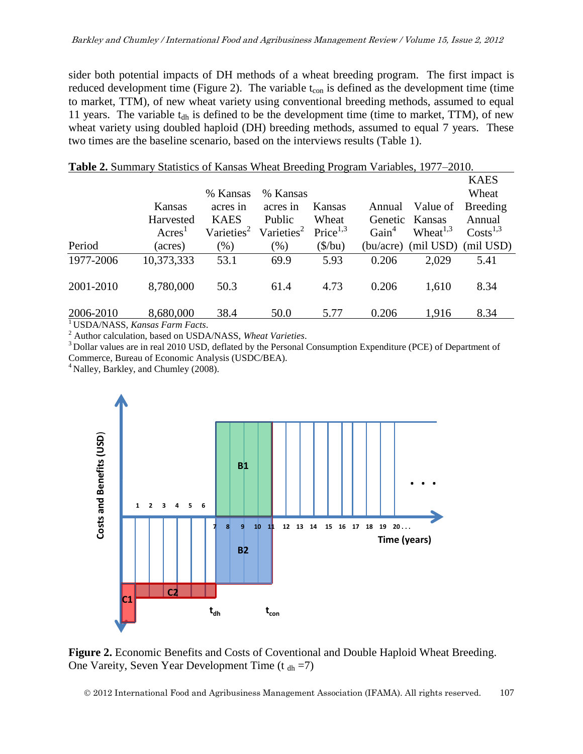sider both potential impacts of DH methods of a wheat breeding program. The first impact is reduced development time (Figure 2). The variable $t_{con}$ is defined as the development time (time to market, TTM), of new wheat variety using conventional breeding methods, assumed to equal 11 years. The variable $t_{dh}$ is defined to be the development time (time to market, TTM), of new wheat variety using doubled haploid (DH) breeding methods, assumed to equal 7 years. These two times are the baseline scenario, based on the interviews results (Table 1).

**Table 2.** Summary Statistics of Kansas Wheat Breeding Program Variables, 1977–2010.

| Period | Kansas Harvested Acres[1] (acres) | % Kansas acres in KAES Varieties[2] (%) | % Kansas acres in Public Varieties[2] (%) | Kansas Wheat Price[1,3] ($/bu) | Annual Genetic Gain[4] (bu/acre) | Value of Kansas Wheat[1,3] (mil USD) | KAES Wheat Breeding Annual Costs[1,3] (mil USD) |
|---|---|---|---|---|---|---|---|
| 1977-2006 | 10,373,333 | 53.1 | 69.9 | 5.93 | 0.206 | 2,029 | 5.41 |
| 2001-2010 | 8,780,000 | 50.3 | 61.4 | 4.73 | 0.206 | 1,610 | 8.34 |
| 2006-2010 | 8,680,000 | 38.4 | 50.0 | 5.77 | 0.206 | 1,916 | 8.34 |

[1] USDA/NASS, *Kansas Farm Facts*.
[2] Author calculation, based on USDA/NASS, *Wheat Varieties*.
[3] Dollar values are in real 2010 USD, deflated by the Personal Consumption Expenditure (PCE) of Department of Commerce, Bureau of Economic Analysis (USDC/BEA).
[4] Nalley, Barkley, and Chumley (2008).

**Figure 2.** Economic Benefits and Costs of Coventional and Double Haploid Wheat Breeding. One Vareity, Seven Year Development Time ($t_{dh}$ =7)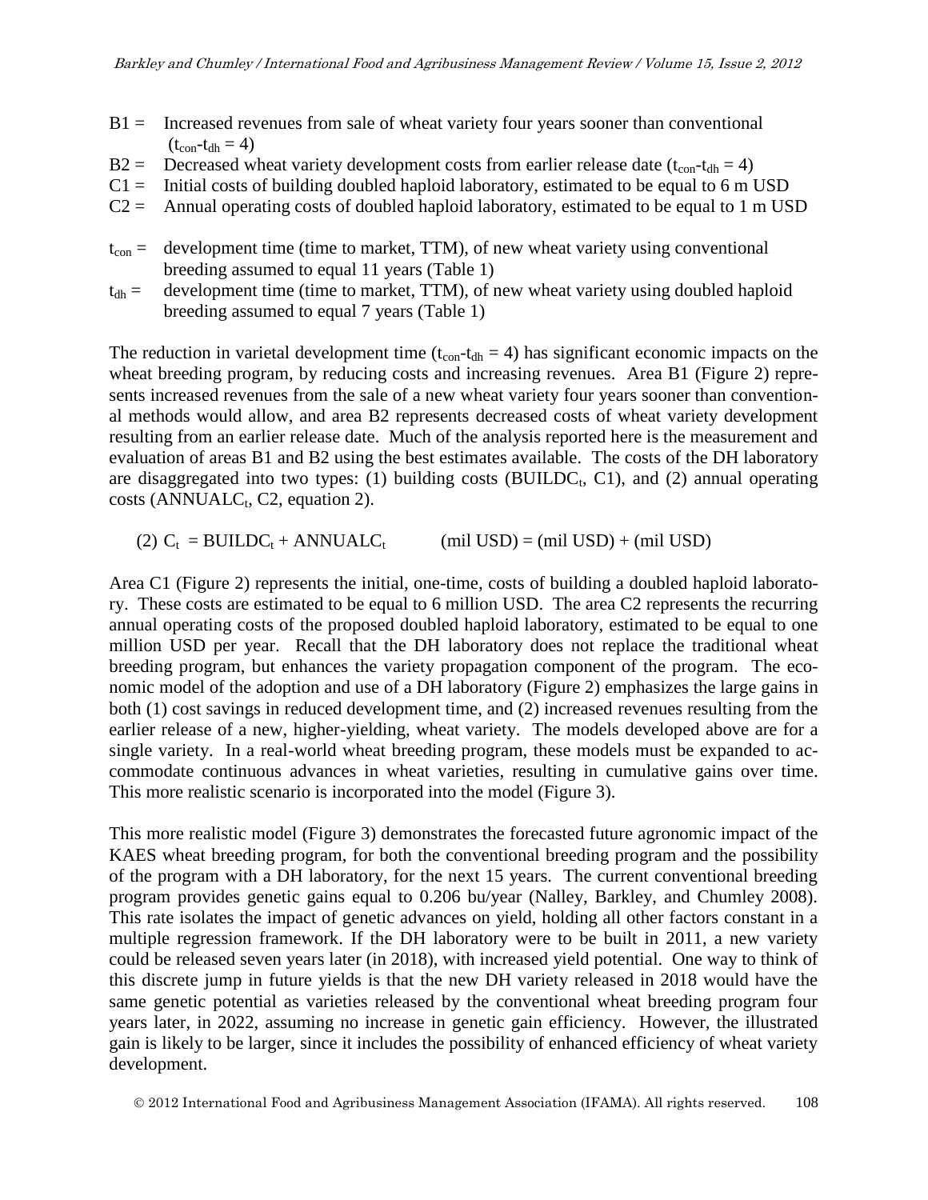B1 = Increased revenues from sale of wheat variety four years sooner than conventional ($t_{con}$-$t_{dh}$ = 4)

B2 = Decreased wheat variety development costs from earlier release date ($t_{con}$-$t_{dh}$ = 4)

C1 = Initial costs of building doubled haploid laboratory, estimated to be equal to 6 m USD

C2 = Annual operating costs of doubled haploid laboratory, estimated to be equal to 1 m USD

$t_{con}$ = development time (time to market, TTM), of new wheat variety using conventional breeding assumed to equal 11 years (Table 1)

$t_{dh}$ = development time (time to market, TTM), of new wheat variety using doubled haploid breeding assumed to equal 7 years (Table 1)

The reduction in varietal development time ($t_{con}$-$t_{dh}$ = 4) has significant economic impacts on the wheat breeding program, by reducing costs and increasing revenues. Area B1 (Figure 2) represents increased revenues from the sale of a new wheat variety four years sooner than conventional methods would allow, and area B2 represents decreased costs of wheat variety development resulting from an earlier release date. Much of the analysis reported here is the measurement and evaluation of areas B1 and B2 using the best estimates available. The costs of the DH laboratory are disaggregated into two types: (1) building costs ($BUILDC_t$, C1), and (2) annual operating costs ($ANNUALC_t$, C2, equation 2).

(2) $C_t = BUILDC_t + ANNUALC_t$ (mil USD) = (mil USD) + (mil USD)

Area C1 (Figure 2) represents the initial, one-time, costs of building a doubled haploid laboratory. These costs are estimated to be equal to 6 million USD. The area C2 represents the recurring annual operating costs of the proposed doubled haploid laboratory, estimated to be equal to one million USD per year. Recall that the DH laboratory does not replace the traditional wheat breeding program, but enhances the variety propagation component of the program. The economic model of the adoption and use of a DH laboratory (Figure 2) emphasizes the large gains in both (1) cost savings in reduced development time, and (2) increased revenues resulting from the earlier release of a new, higher-yielding, wheat variety. The models developed above are for a single variety. In a real-world wheat breeding program, these models must be expanded to accommodate continuous advances in wheat varieties, resulting in cumulative gains over time. This more realistic scenario is incorporated into the model (Figure 3).

This more realistic model (Figure 3) demonstrates the forecasted future agronomic impact of the KAES wheat breeding program, for both the conventional breeding program and the possibility of the program with a DH laboratory, for the next 15 years. The current conventional breeding program provides genetic gains equal to 0.206 bu/year (Nalley, Barkley, and Chumley 2008). This rate isolates the impact of genetic advances on yield, holding all other factors constant in a multiple regression framework. If the DH laboratory were to be built in 2011, a new variety could be released seven years later (in 2018), with increased yield potential. One way to think of this discrete jump in future yields is that the new DH variety released in 2018 would have the same genetic potential as varieties released by the conventional wheat breeding program four years later, in 2022, assuming no increase in genetic gain efficiency. However, the illustrated gain is likely to be larger, since it includes the possibility of enhanced efficiency of wheat variety development.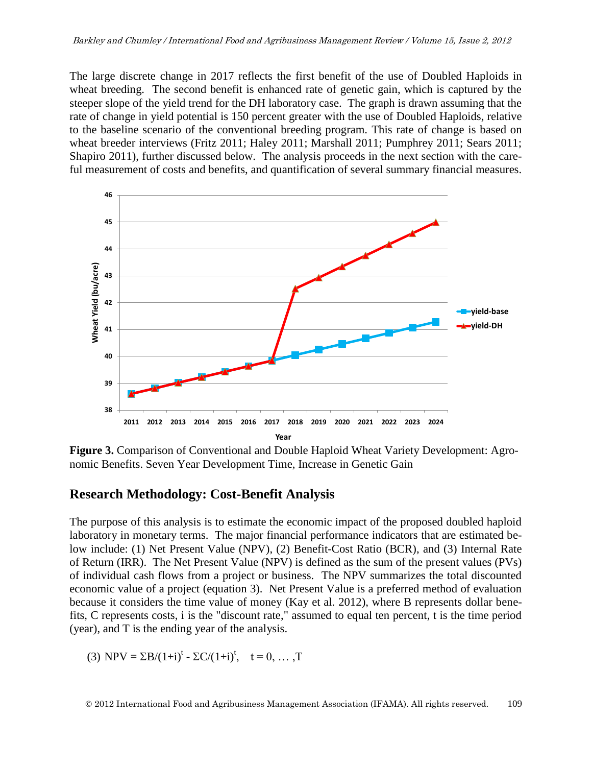The large discrete change in 2017 reflects the first benefit of the use of Doubled Haploids in wheat breeding. The second benefit is enhanced rate of genetic gain, which is captured by the steeper slope of the yield trend for the DH laboratory case. The graph is drawn assuming that the rate of change in yield potential is 150 percent greater with the use of Doubled Haploids, relative to the baseline scenario of the conventional breeding program. This rate of change is based on wheat breeder interviews (Fritz 2011; Haley 2011; Marshall 2011; Pumphrey 2011; Sears 2011; Shapiro 2011), further discussed below. The analysis proceeds in the next section with the careful measurement of costs and benefits, and quantification of several summary financial measures.

**Figure 3.** Comparison of Conventional and Double Haploid Wheat Variety Development: Agronomic Benefits. Seven Year Development Time, Increase in Genetic Gain

## Research Methodology: Cost-Benefit Analysis

The purpose of this analysis is to estimate the economic impact of the proposed doubled haploid laboratory in monetary terms. The major financial performance indicators that are estimated below include: (1) Net Present Value (NPV), (2) Benefit-Cost Ratio (BCR), and (3) Internal Rate of Return (IRR). The Net Present Value (NPV) is defined as the sum of the present values (PVs) of individual cash flows from a project or business. The NPV summarizes the total discounted economic value of a project (equation 3). Net Present Value is a preferred method of evaluation because it considers the time value of money (Kay et al. 2012), where B represents dollar benefits, C represents costs, i is the "discount rate," assumed to equal ten percent, t is the time period (year), and T is the ending year of the analysis.

$$(3)\ NPV = \Sigma B/(1+i)^t - \Sigma C/(1+i)^t, \quad t = 0, \ldots, T$$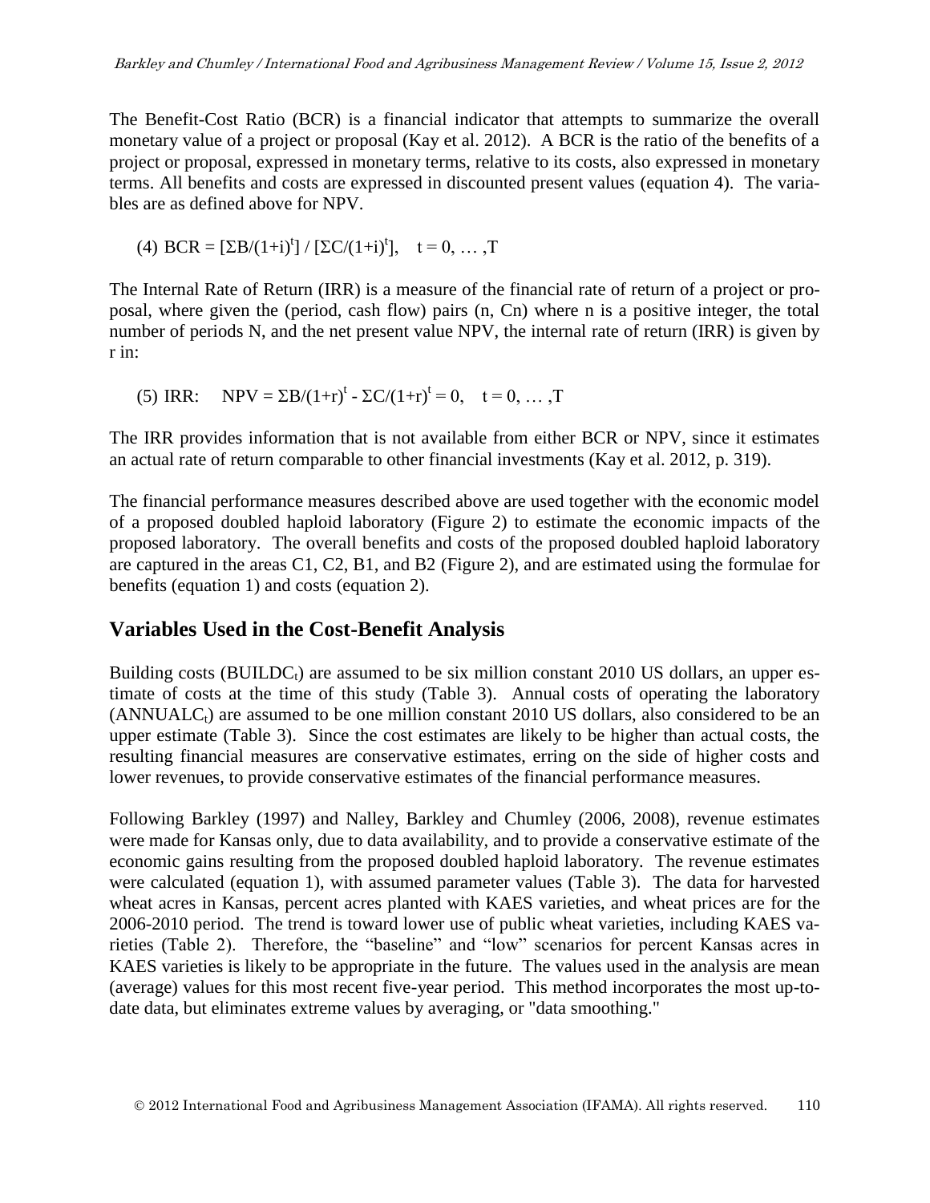The Benefit-Cost Ratio (BCR) is a financial indicator that attempts to summarize the overall monetary value of a project or proposal (Kay et al. 2012). A BCR is the ratio of the benefits of a project or proposal, expressed in monetary terms, relative to its costs, also expressed in monetary terms. All benefits and costs are expressed in discounted present values (equation 4). The variables are as defined above for NPV.

$$(4)\ BCR = [\Sigma B/(1+i)^t] / [\Sigma C/(1+i)^t], \quad t = 0, \ldots ,T$$

The Internal Rate of Return (IRR) is a measure of the financial rate of return of a project or proposal, where given the (period, cash flow) pairs (n, Cn) where n is a positive integer, the total number of periods N, and the net present value NPV, the internal rate of return (IRR) is given by r in:

$$(5)\ IRR: \quad NPV = \Sigma B/(1+r)^t - \Sigma C/(1+r)^t = 0, \quad t = 0, \ldots ,T$$

The IRR provides information that is not available from either BCR or NPV, since it estimates an actual rate of return comparable to other financial investments (Kay et al. 2012, p. 319).

The financial performance measures described above are used together with the economic model of a proposed doubled haploid laboratory (Figure 2) to estimate the economic impacts of the proposed laboratory. The overall benefits and costs of the proposed doubled haploid laboratory are captured in the areas C1, C2, B1, and B2 (Figure 2), and are estimated using the formulae for benefits (equation 1) and costs (equation 2).

## Variables Used in the Cost-Benefit Analysis

Building costs ($BUILDC_t$) are assumed to be six million constant 2010 US dollars, an upper estimate of costs at the time of this study (Table 3). Annual costs of operating the laboratory ($ANNUALC_t$) are assumed to be one million constant 2010 US dollars, also considered to be an upper estimate (Table 3). Since the cost estimates are likely to be higher than actual costs, the resulting financial measures are conservative estimates, erring on the side of higher costs and lower revenues, to provide conservative estimates of the financial performance measures.

Following Barkley (1997) and Nalley, Barkley and Chumley (2006, 2008), revenue estimates were made for Kansas only, due to data availability, and to provide a conservative estimate of the economic gains resulting from the proposed doubled haploid laboratory. The revenue estimates were calculated (equation 1), with assumed parameter values (Table 3). The data for harvested wheat acres in Kansas, percent acres planted with KAES varieties, and wheat prices are for the 2006-2010 period. The trend is toward lower use of public wheat varieties, including KAES varieties (Table 2). Therefore, the "baseline" and "low" scenarios for percent Kansas acres in KAES varieties is likely to be appropriate in the future. The values used in the analysis are mean (average) values for this most recent five-year period. This method incorporates the most up-to-date data, but eliminates extreme values by averaging, or "data smoothing."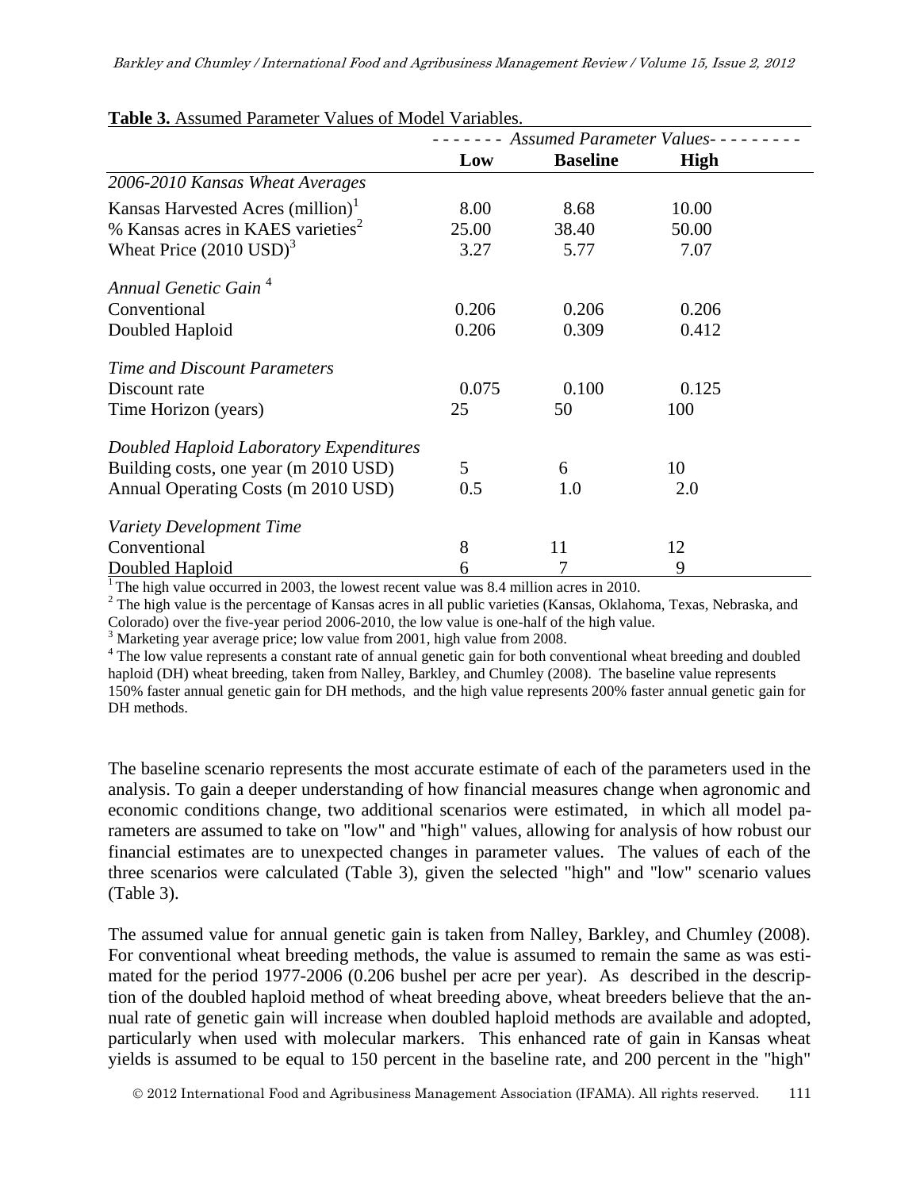**Table 3.** Assumed Parameter Values of Model Variables.

| | Assumed Parameter Values | | |
|---|---|---|---|
| | **Low** | **Baseline** | **High** |
| *2006-2010 Kansas Wheat Averages* | | | |
| Kansas Harvested Acres (million)[1] | 8.00 | 8.68 | 10.00 |
| % Kansas acres in KAES varieties[2] | 25.00 | 38.40 | 50.00 |
| Wheat Price (2010 USD)[3] | 3.27 | 5.77 | 7.07 |
| *Annual Genetic Gain*[4] | | | |
| Conventional | 0.206 | 0.206 | 0.206 |
| Doubled Haploid | 0.206 | 0.309 | 0.412 |
| *Time and Discount Parameters* | | | |
| Discount rate | 0.075 | 0.100 | 0.125 |
| Time Horizon (years) | 25 | 50 | 100 |
| *Doubled Haploid Laboratory Expenditures* | | | |
| Building costs, one year (m 2010 USD) | 5 | 6 | 10 |
| Annual Operating Costs (m 2010 USD) | 0.5 | 1.0 | 2.0 |
| *Variety Development Time* | | | |
| Conventional | 8 | 11 | 12 |
| Doubled Haploid | 6 | 7 | 9 |

[1] The high value occurred in 2003, the lowest recent value was 8.4 million acres in 2010.
[2] The high value is the percentage of Kansas acres in all public varieties (Kansas, Oklahoma, Texas, Nebraska, and Colorado) over the five-year period 2006-2010, the low value is one-half of the high value.
[3] Marketing year average price; low value from 2001, high value from 2008.
[4] The low value represents a constant rate of annual genetic gain for both conventional wheat breeding and doubled haploid (DH) wheat breeding, taken from Nalley, Barkley, and Chumley (2008). The baseline value represents 150% faster annual genetic gain for DH methods, and the high value represents 200% faster annual genetic gain for DH methods.

The baseline scenario represents the most accurate estimate of each of the parameters used in the analysis. To gain a deeper understanding of how financial measures change when agronomic and economic conditions change, two additional scenarios were estimated, in which all model parameters are assumed to take on "low" and "high" values, allowing for analysis of how robust our financial estimates are to unexpected changes in parameter values. The values of each of the three scenarios were calculated (Table 3), given the selected "high" and "low" scenario values (Table 3).

The assumed value for annual genetic gain is taken from Nalley, Barkley, and Chumley (2008). For conventional wheat breeding methods, the value is assumed to remain the same as was estimated for the period 1977-2006 (0.206 bushel per acre per year). As described in the description of the doubled haploid method of wheat breeding above, wheat breeders believe that the annual rate of genetic gain will increase when doubled haploid methods are available and adopted, particularly when used with molecular markers. This enhanced rate of gain in Kansas wheat yields is assumed to be equal to 150 percent in the baseline rate, and 200 percent in the "high"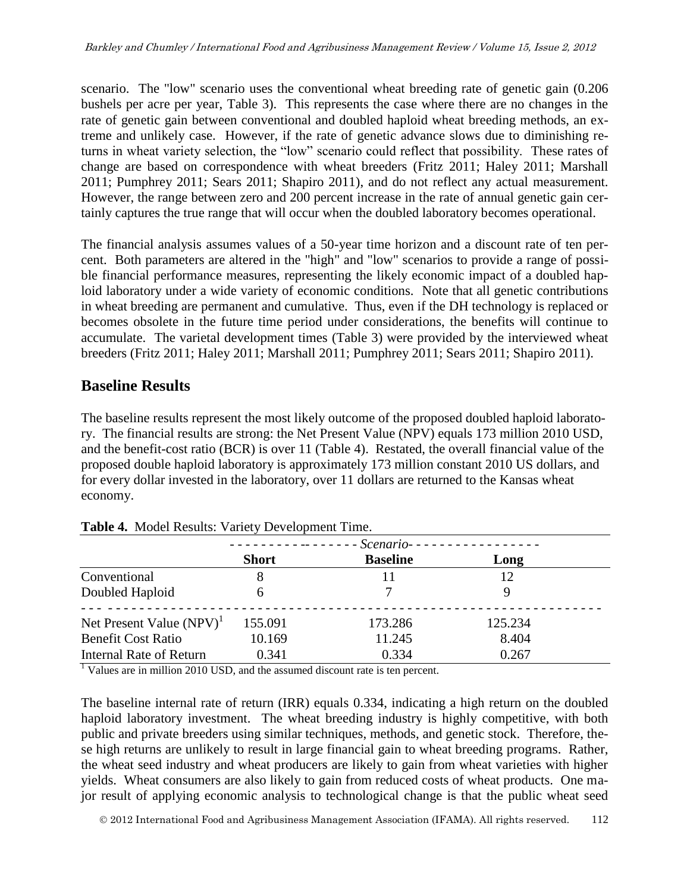scenario. The "low" scenario uses the conventional wheat breeding rate of genetic gain (0.206 bushels per acre per year, Table 3). This represents the case where there are no changes in the rate of genetic gain between conventional and doubled haploid wheat breeding methods, an extreme and unlikely case. However, if the rate of genetic advance slows due to diminishing returns in wheat variety selection, the "low" scenario could reflect that possibility. These rates of change are based on correspondence with wheat breeders (Fritz 2011; Haley 2011; Marshall 2011; Pumphrey 2011; Sears 2011; Shapiro 2011), and do not reflect any actual measurement. However, the range between zero and 200 percent increase in the rate of annual genetic gain certainly captures the true range that will occur when the doubled laboratory becomes operational.

The financial analysis assumes values of a 50-year time horizon and a discount rate of ten percent. Both parameters are altered in the "high" and "low" scenarios to provide a range of possible financial performance measures, representing the likely economic impact of a doubled haploid laboratory under a wide variety of economic conditions. Note that all genetic contributions in wheat breeding are permanent and cumulative. Thus, even if the DH technology is replaced or becomes obsolete in the future time period under considerations, the benefits will continue to accumulate. The varietal development times (Table 3) were provided by the interviewed wheat breeders (Fritz 2011; Haley 2011; Marshall 2011; Pumphrey 2011; Sears 2011; Shapiro 2011).

## Baseline Results

The baseline results represent the most likely outcome of the proposed doubled haploid laboratory. The financial results are strong: the Net Present Value (NPV) equals 173 million 2010 USD, and the benefit-cost ratio (BCR) is over 11 (Table 4). Restated, the overall financial value of the proposed double haploid laboratory is approximately 173 million constant 2010 US dollars, and for every dollar invested in the laboratory, over 11 dollars are returned to the Kansas wheat economy.

**Table 4.** Model Results: Variety Development Time.

| | *Scenario* | | |
|---|---|---|---|
| | **Short** | **Baseline** | **Long** |
| Conventional | 8 | 11 | 12 |
| Doubled Haploid | 6 | 7 | 9 |
| Net Present Value (NPV)[1] | 155.091 | 173.286 | 125.234 |
| Benefit Cost Ratio | 10.169 | 11.245 | 8.404 |
| Internal Rate of Return | 0.341 | 0.334 | 0.267 |

[1] Values are in million 2010 USD, and the assumed discount rate is ten percent.

The baseline internal rate of return (IRR) equals 0.334, indicating a high return on the doubled haploid laboratory investment. The wheat breeding industry is highly competitive, with both public and private breeders using similar techniques, methods, and genetic stock. Therefore, these high returns are unlikely to result in large financial gain to wheat breeding programs. Rather, the wheat seed industry and wheat producers are likely to gain from wheat varieties with higher yields. Wheat consumers are also likely to gain from reduced costs of wheat products. One major result of applying economic analysis to technological change is that the public wheat seed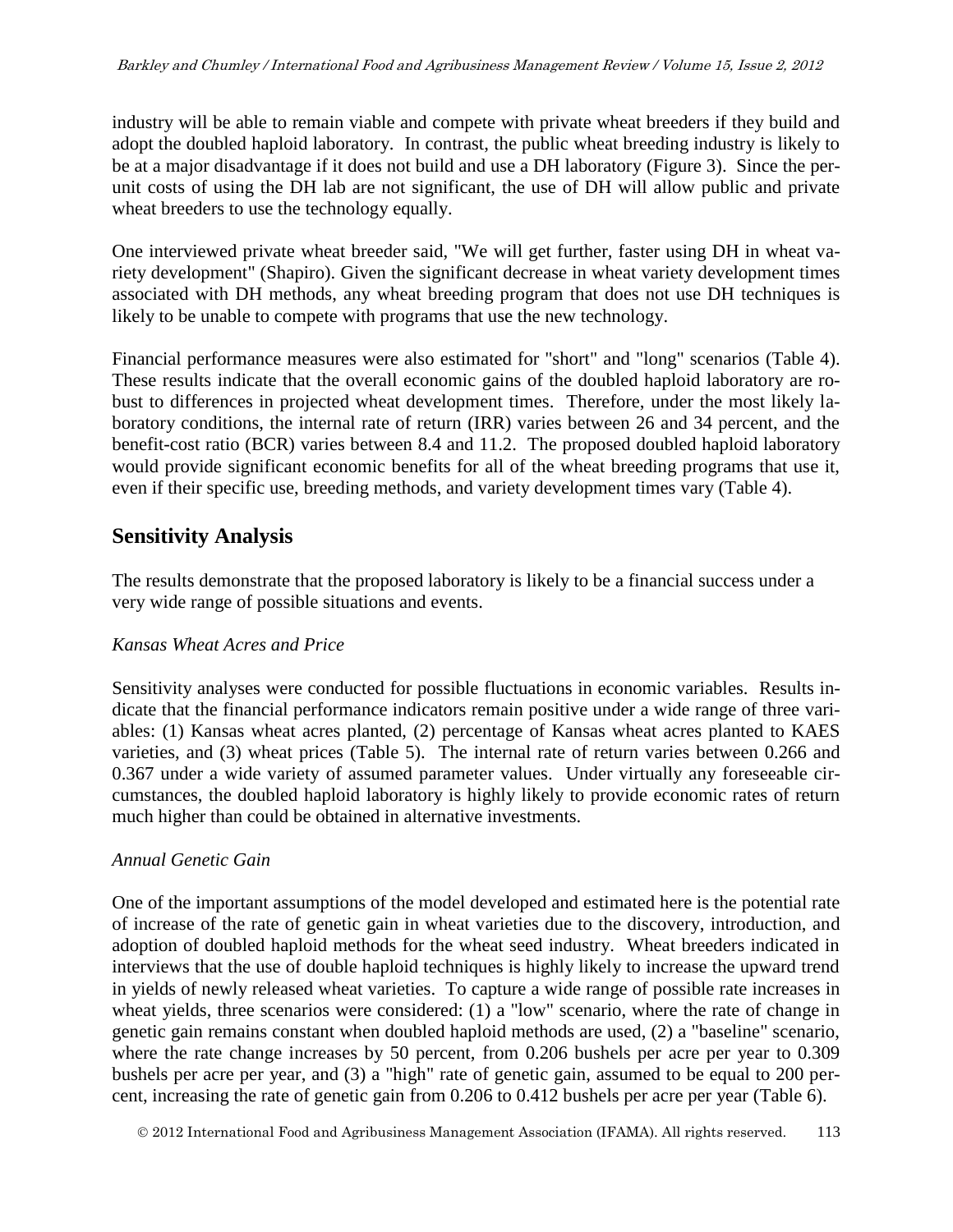industry will be able to remain viable and compete with private wheat breeders if they build and adopt the doubled haploid laboratory. In contrast, the public wheat breeding industry is likely to be at a major disadvantage if it does not build and use a DH laboratory (Figure 3). Since the per-unit costs of using the DH lab are not significant, the use of DH will allow public and private wheat breeders to use the technology equally.

One interviewed private wheat breeder said, "We will get further, faster using DH in wheat variety development" (Shapiro). Given the significant decrease in wheat variety development times associated with DH methods, any wheat breeding program that does not use DH techniques is likely to be unable to compete with programs that use the new technology.

Financial performance measures were also estimated for "short" and "long" scenarios (Table 4). These results indicate that the overall economic gains of the doubled haploid laboratory are robust to differences in projected wheat development times. Therefore, under the most likely laboratory conditions, the internal rate of return (IRR) varies between 26 and 34 percent, and the benefit-cost ratio (BCR) varies between 8.4 and 11.2. The proposed doubled haploid laboratory would provide significant economic benefits for all of the wheat breeding programs that use it, even if their specific use, breeding methods, and variety development times vary (Table 4).

## Sensitivity Analysis

The results demonstrate that the proposed laboratory is likely to be a financial success under a very wide range of possible situations and events.

### *Kansas Wheat Acres and Price*

Sensitivity analyses were conducted for possible fluctuations in economic variables. Results indicate that the financial performance indicators remain positive under a wide range of three variables: (1) Kansas wheat acres planted, (2) percentage of Kansas wheat acres planted to KAES varieties, and (3) wheat prices (Table 5). The internal rate of return varies between 0.266 and 0.367 under a wide variety of assumed parameter values. Under virtually any foreseeable circumstances, the doubled haploid laboratory is highly likely to provide economic rates of return much higher than could be obtained in alternative investments.

### *Annual Genetic Gain*

One of the important assumptions of the model developed and estimated here is the potential rate of increase of the rate of genetic gain in wheat varieties due to the discovery, introduction, and adoption of doubled haploid methods for the wheat seed industry. Wheat breeders indicated in interviews that the use of double haploid techniques is highly likely to increase the upward trend in yields of newly released wheat varieties. To capture a wide range of possible rate increases in wheat yields, three scenarios were considered: (1) a "low" scenario, where the rate of change in genetic gain remains constant when doubled haploid methods are used, (2) a "baseline" scenario, where the rate change increases by 50 percent, from 0.206 bushels per acre per year to 0.309 bushels per acre per year, and (3) a "high" rate of genetic gain, assumed to be equal to 200 percent, increasing the rate of genetic gain from 0.206 to 0.412 bushels per acre per year (Table 6).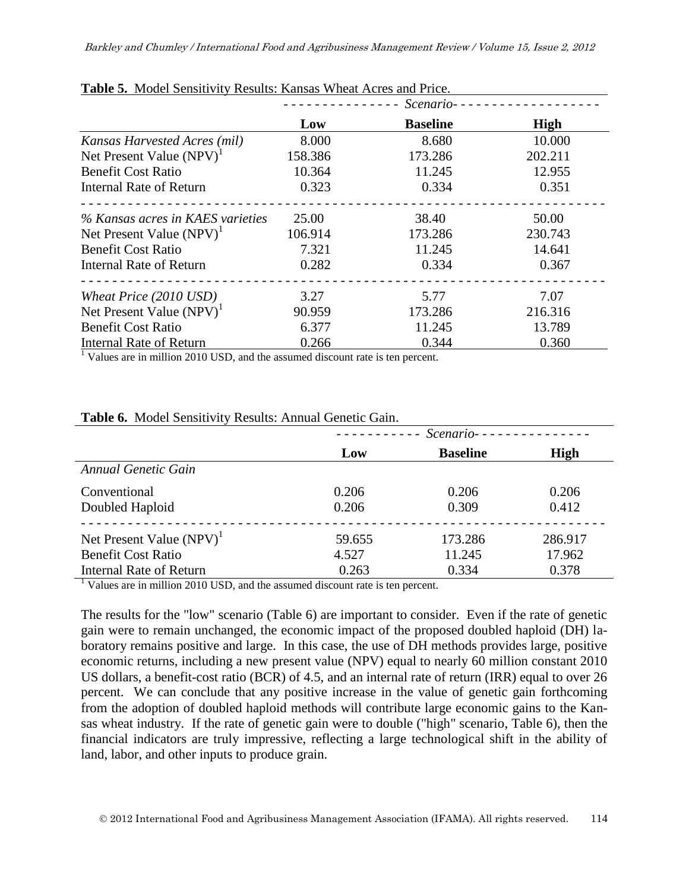**Table 5.** Model Sensitivity Results: Kansas Wheat Acres and Price.

| | *Scenario* | | |
|---|---|---|---|
| | **Low** | **Baseline** | **High** |
| *Kansas Harvested Acres (mil)* | 8.000 | 8.680 | 10.000 |
| Net Present Value (NPV)[1] | 158.386 | 173.286 | 202.211 |
| Benefit Cost Ratio | 10.364 | 11.245 | 12.955 |
| Internal Rate of Return | 0.323 | 0.334 | 0.351 |
| *% Kansas acres in KAES varieties* | 25.00 | 38.40 | 50.00 |
| Net Present Value (NPV)[1] | 106.914 | 173.286 | 230.743 |
| Benefit Cost Ratio | 7.321 | 11.245 | 14.641 |
| Internal Rate of Return | 0.282 | 0.334 | 0.367 |
| *Wheat Price (2010 USD)* | 3.27 | 5.77 | 7.07 |
| Net Present Value (NPV)[1] | 90.959 | 173.286 | 216.316 |
| Benefit Cost Ratio | 6.377 | 11.245 | 13.789 |
| Internal Rate of Return | 0.266 | 0.344 | 0.360 |

[1] Values are in million 2010 USD, and the assumed discount rate is ten percent.

**Table 6.** Model Sensitivity Results: Annual Genetic Gain.

| | *Scenario* | | |
|---|---|---|---|
| | **Low** | **Baseline** | **High** |
| *Annual Genetic Gain* | | | |
| Conventional | 0.206 | 0.206 | 0.206 |
| Doubled Haploid | 0.206 | 0.309 | 0.412 |
| Net Present Value (NPV)[1] | 59.655 | 173.286 | 286.917 |
| Benefit Cost Ratio | 4.527 | 11.245 | 17.962 |
| Internal Rate of Return | 0.263 | 0.334 | 0.378 |

[1] Values are in million 2010 USD, and the assumed discount rate is ten percent.

The results for the "low" scenario (Table 6) are important to consider. Even if the rate of genetic gain were to remain unchanged, the economic impact of the proposed doubled haploid (DH) laboratory remains positive and large. In this case, the use of DH methods provides large, positive economic returns, including a new present value (NPV) equal to nearly 60 million constant 2010 US dollars, a benefit-cost ratio (BCR) of 4.5, and an internal rate of return (IRR) equal to over 26 percent. We can conclude that any positive increase in the value of genetic gain forthcoming from the adoption of doubled haploid methods will contribute large economic gains to the Kansas wheat industry. If the rate of genetic gain were to double ("high" scenario, Table 6), then the financial indicators are truly impressive, reflecting a large technological shift in the ability of land, labor, and other inputs to produce grain.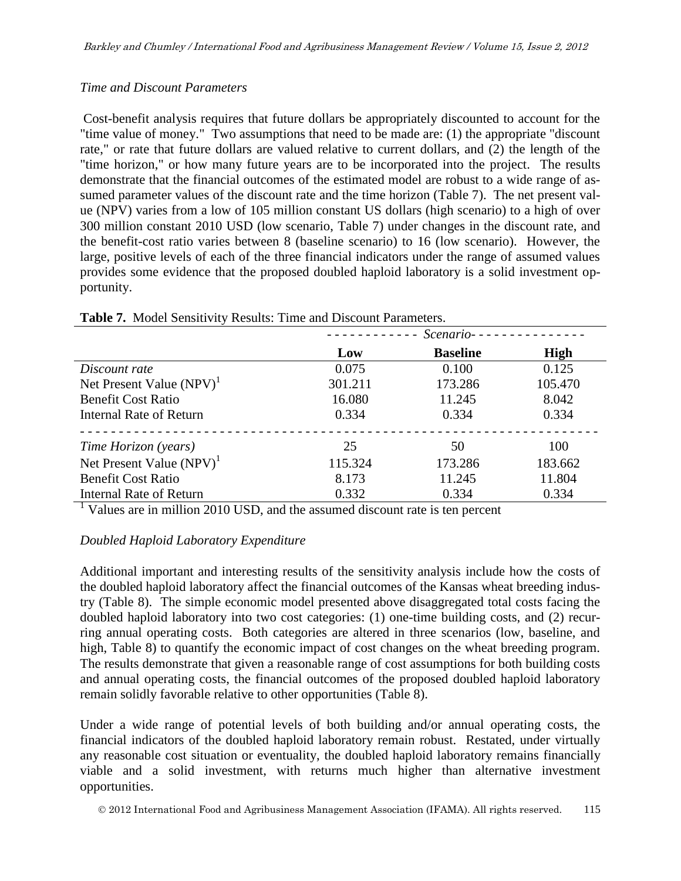*Time and Discount Parameters*

Cost-benefit analysis requires that future dollars be appropriately discounted to account for the "time value of money." Two assumptions that need to be made are: (1) the appropriate "discount rate," or rate that future dollars are valued relative to current dollars, and (2) the length of the "time horizon," or how many future years are to be incorporated into the project. The results demonstrate that the financial outcomes of the estimated model are robust to a wide range of assumed parameter values of the discount rate and the time horizon (Table 7). The net present value (NPV) varies from a low of 105 million constant US dollars (high scenario) to a high of over 300 million constant 2010 USD (low scenario, Table 7) under changes in the discount rate, and the benefit-cost ratio varies between 8 (baseline scenario) to 16 (low scenario). However, the large, positive levels of each of the three financial indicators under the range of assumed values provides some evidence that the proposed doubled haploid laboratory is a solid investment opportunity.

**Table 7.** Model Sensitivity Results: Time and Discount Parameters.

| | *Scenario* | | |
|---|---|---|---|
| | **Low** | **Baseline** | **High** |
| *Discount rate* | 0.075 | 0.100 | 0.125 |
| Net Present Value (NPV)[1] | 301.211 | 173.286 | 105.470 |
| Benefit Cost Ratio | 16.080 | 11.245 | 8.042 |
| Internal Rate of Return | 0.334 | 0.334 | 0.334 |
| *Time Horizon (years)* | 25 | 50 | 100 |
| Net Present Value (NPV)[1] | 115.324 | 173.286 | 183.662 |
| Benefit Cost Ratio | 8.173 | 11.245 | 11.804 |
| Internal Rate of Return | 0.332 | 0.334 | 0.334 |

[1] Values are in million 2010 USD, and the assumed discount rate is ten percent

*Doubled Haploid Laboratory Expenditure*

Additional important and interesting results of the sensitivity analysis include how the costs of the doubled haploid laboratory affect the financial outcomes of the Kansas wheat breeding industry (Table 8). The simple economic model presented above disaggregated total costs facing the doubled haploid laboratory into two cost categories: (1) one-time building costs, and (2) recurring annual operating costs. Both categories are altered in three scenarios (low, baseline, and high, Table 8) to quantify the economic impact of cost changes on the wheat breeding program. The results demonstrate that given a reasonable range of cost assumptions for both building costs and annual operating costs, the financial outcomes of the proposed doubled haploid laboratory remain solidly favorable relative to other opportunities (Table 8).

Under a wide range of potential levels of both building and/or annual operating costs, the financial indicators of the doubled haploid laboratory remain robust. Restated, under virtually any reasonable cost situation or eventuality, the doubled haploid laboratory remains financially viable and a solid investment, with returns much higher than alternative investment opportunities.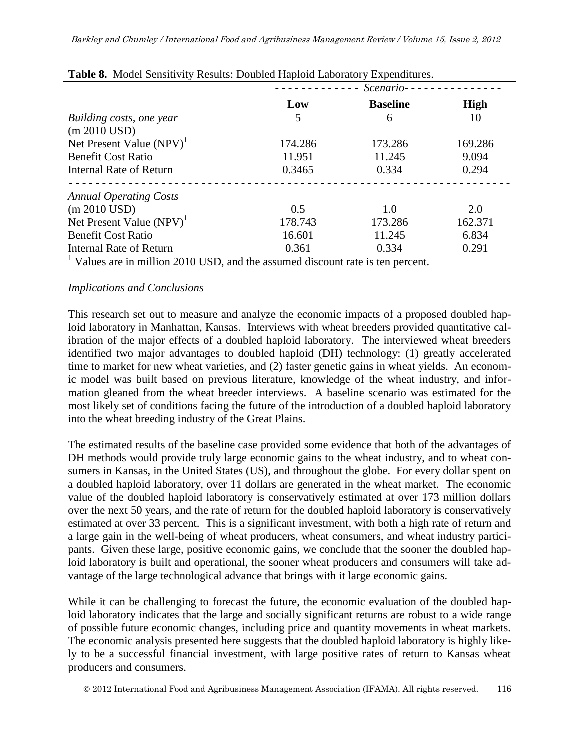**Table 8.** Model Sensitivity Results: Doubled Haploid Laboratory Expenditures.

| | Scenario | | |
|---|---|---|---|
| | **Low** | **Baseline** | **High** |
| *Building costs, one year* (m 2010 USD) | 5 | 6 | 10 |
| Net Present Value (NPV)[1] | 174.286 | 173.286 | 169.286 |
| Benefit Cost Ratio | 11.951 | 11.245 | 9.094 |
| Internal Rate of Return | 0.3465 | 0.334 | 0.294 |
| *Annual Operating Costs* (m 2010 USD) | 0.5 | 1.0 | 2.0 |
| Net Present Value (NPV)[1] | 178.743 | 173.286 | 162.371 |
| Benefit Cost Ratio | 16.601 | 11.245 | 6.834 |
| Internal Rate of Return | 0.361 | 0.334 | 0.291 |

[1] Values are in million 2010 USD, and the assumed discount rate is ten percent.

*Implications and Conclusions*

This research set out to measure and analyze the economic impacts of a proposed doubled haploid laboratory in Manhattan, Kansas. Interviews with wheat breeders provided quantitative calibration of the major effects of a doubled haploid laboratory. The interviewed wheat breeders identified two major advantages to doubled haploid (DH) technology: (1) greatly accelerated time to market for new wheat varieties, and (2) faster genetic gains in wheat yields. An economic model was built based on previous literature, knowledge of the wheat industry, and information gleaned from the wheat breeder interviews. A baseline scenario was estimated for the most likely set of conditions facing the future of the introduction of a doubled haploid laboratory into the wheat breeding industry of the Great Plains.

The estimated results of the baseline case provided some evidence that both of the advantages of DH methods would provide truly large economic gains to the wheat industry, and to wheat consumers in Kansas, in the United States (US), and throughout the globe. For every dollar spent on a doubled haploid laboratory, over 11 dollars are generated in the wheat market. The economic value of the doubled haploid laboratory is conservatively estimated at over 173 million dollars over the next 50 years, and the rate of return for the doubled haploid laboratory is conservatively estimated at over 33 percent. This is a significant investment, with both a high rate of return and a large gain in the well-being of wheat producers, wheat consumers, and wheat industry participants. Given these large, positive economic gains, we conclude that the sooner the doubled haploid laboratory is built and operational, the sooner wheat producers and consumers will take advantage of the large technological advance that brings with it large economic gains.

While it can be challenging to forecast the future, the economic evaluation of the doubled haploid laboratory indicates that the large and socially significant returns are robust to a wide range of possible future economic changes, including price and quantity movements in wheat markets. The economic analysis presented here suggests that the doubled haploid laboratory is highly likely to be a successful financial investment, with large positive rates of return to Kansas wheat producers and consumers.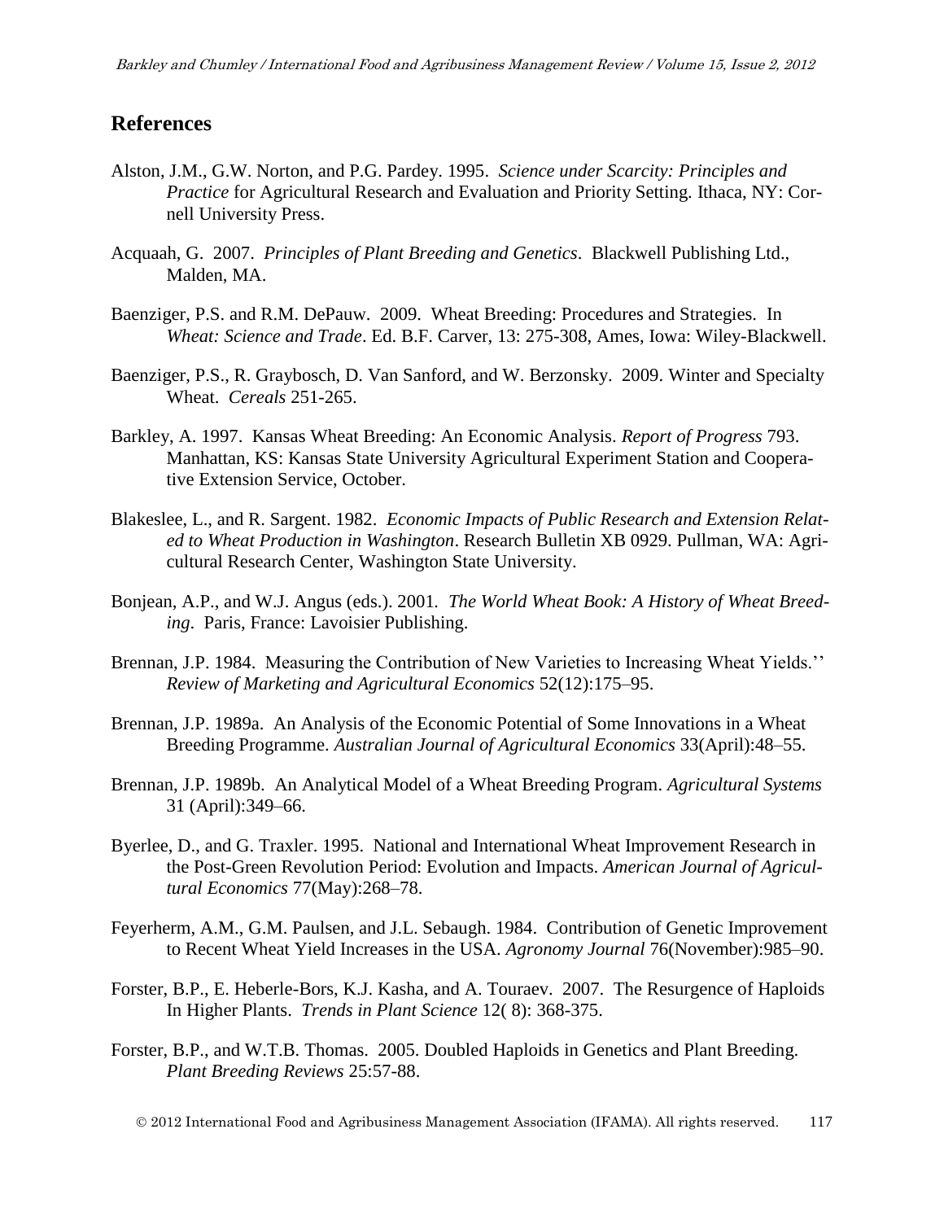## References

Alston, J.M., G.W. Norton, and P.G. Pardey. 1995. *Science under Scarcity: Principles and Practice* for Agricultural Research and Evaluation and Priority Setting. Ithaca, NY: Cornell University Press.

Acquaah, G. 2007. *Principles of Plant Breeding and Genetics*. Blackwell Publishing Ltd., Malden, MA.

Baenziger, P.S. and R.M. DePauw. 2009. Wheat Breeding: Procedures and Strategies. In *Wheat: Science and Trade*. Ed. B.F. Carver, 13: 275-308, Ames, Iowa: Wiley-Blackwell.

Baenziger, P.S., R. Graybosch, D. Van Sanford, and W. Berzonsky. 2009. Winter and Specialty Wheat. *Cereals* 251-265.

Barkley, A. 1997. Kansas Wheat Breeding: An Economic Analysis. *Report of Progress* 793. Manhattan, KS: Kansas State University Agricultural Experiment Station and Cooperative Extension Service, October.

Blakeslee, L., and R. Sargent. 1982. *Economic Impacts of Public Research and Extension Related to Wheat Production in Washington*. Research Bulletin XB 0929. Pullman, WA: Agricultural Research Center, Washington State University.

Bonjean, A.P., and W.J. Angus (eds.). 2001. *The World Wheat Book: A History of Wheat Breeding*. Paris, France: Lavoisier Publishing.

Brennan, J.P. 1984. Measuring the Contribution of New Varieties to Increasing Wheat Yields.'' *Review of Marketing and Agricultural Economics* 52(12):175–95.

Brennan, J.P. 1989a. An Analysis of the Economic Potential of Some Innovations in a Wheat Breeding Programme. *Australian Journal of Agricultural Economics* 33(April):48–55.

Brennan, J.P. 1989b. An Analytical Model of a Wheat Breeding Program. *Agricultural Systems* 31 (April):349–66.

Byerlee, D., and G. Traxler. 1995. National and International Wheat Improvement Research in the Post-Green Revolution Period: Evolution and Impacts. *American Journal of Agricultural Economics* 77(May):268–78.

Feyerherm, A.M., G.M. Paulsen, and J.L. Sebaugh. 1984. Contribution of Genetic Improvement to Recent Wheat Yield Increases in the USA. *Agronomy Journal* 76(November):985–90.

Forster, B.P., E. Heberle-Bors, K.J. Kasha, and A. Touraev. 2007. The Resurgence of Haploids In Higher Plants. *Trends in Plant Science* 12( 8): 368-375.

Forster, B.P., and W.T.B. Thomas. 2005. Doubled Haploids in Genetics and Plant Breeding. *Plant Breeding Reviews* 25:57-88.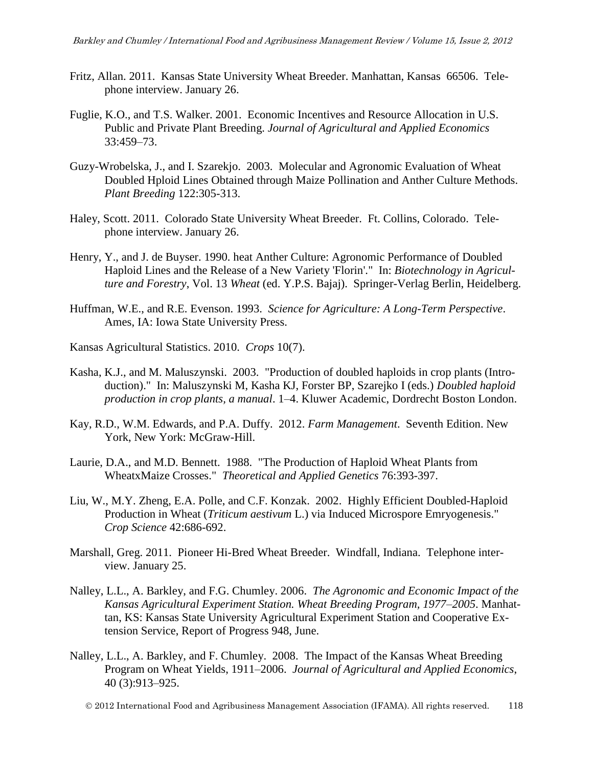Fritz, Allan. 2011. Kansas State University Wheat Breeder. Manhattan, Kansas 66506. Telephone interview. January 26.

Fuglie, K.O., and T.S. Walker. 2001. Economic Incentives and Resource Allocation in U.S. Public and Private Plant Breeding. *Journal of Agricultural and Applied Economics* 33:459–73.

Guzy-Wrobelska, J., and I. Szarekjo. 2003. Molecular and Agronomic Evaluation of Wheat Doubled Hploid Lines Obtained through Maize Pollination and Anther Culture Methods. *Plant Breeding* 122:305-313.

Haley, Scott. 2011. Colorado State University Wheat Breeder. Ft. Collins, Colorado. Telephone interview. January 26.

Henry, Y., and J. de Buyser. 1990. heat Anther Culture: Agronomic Performance of Doubled Haploid Lines and the Release of a New Variety 'Florin'." In: *Biotechnology in Agriculture and Forestry*, Vol. 13 *Wheat* (ed. Y.P.S. Bajaj). Springer-Verlag Berlin, Heidelberg.

Huffman, W.E., and R.E. Evenson. 1993. *Science for Agriculture: A Long-Term Perspective*. Ames, IA: Iowa State University Press.

Kansas Agricultural Statistics. 2010. *Crops* 10(7).

Kasha, K.J., and M. Maluszynski. 2003. "Production of doubled haploids in crop plants (Introduction)." In: Maluszynski M, Kasha KJ, Forster BP, Szarejko I (eds.) *Doubled haploid production in crop plants, a manual*. 1–4. Kluwer Academic, Dordrecht Boston London.

Kay, R.D., W.M. Edwards, and P.A. Duffy. 2012. *Farm Management*. Seventh Edition. New York, New York: McGraw-Hill.

Laurie, D.A., and M.D. Bennett. 1988. "The Production of Haploid Wheat Plants from WheatxMaize Crosses." *Theoretical and Applied Genetics* 76:393-397.

Liu, W., M.Y. Zheng, E.A. Polle, and C.F. Konzak. 2002. Highly Efficient Doubled-Haploid Production in Wheat (*Triticum aestivum* L.) via Induced Microspore Emryogenesis." *Crop Science* 42:686-692.

Marshall, Greg. 2011. Pioneer Hi-Bred Wheat Breeder. Windfall, Indiana. Telephone interview. January 25.

Nalley, L.L., A. Barkley, and F.G. Chumley. 2006. *The Agronomic and Economic Impact of the Kansas Agricultural Experiment Station. Wheat Breeding Program, 1977–2005*. Manhattan, KS: Kansas State University Agricultural Experiment Station and Cooperative Extension Service, Report of Progress 948, June.

Nalley, L.L., A. Barkley, and F. Chumley. 2008. The Impact of the Kansas Wheat Breeding Program on Wheat Yields, 1911–2006. *Journal of Agricultural and Applied Economics*, 40 (3):913–925.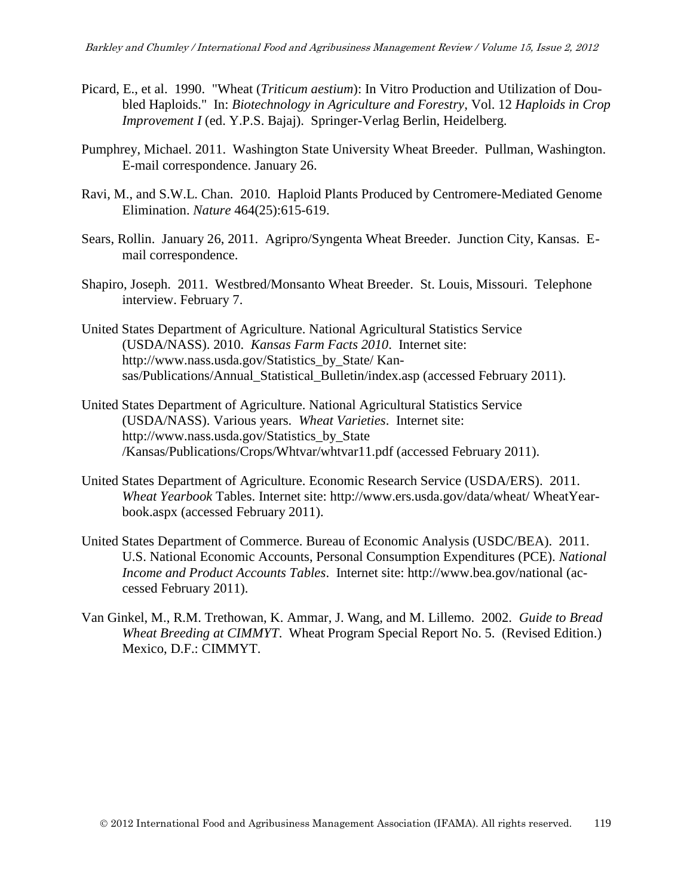Picard, E., et al. 1990. "Wheat (*Triticum aestium*): In Vitro Production and Utilization of Doubled Haploids." In: *Biotechnology in Agriculture and Forestry*, Vol. 12 *Haploids in Crop Improvement I* (ed. Y.P.S. Bajaj). Springer-Verlag Berlin, Heidelberg.

Pumphrey, Michael. 2011. Washington State University Wheat Breeder. Pullman, Washington. E-mail correspondence. January 26.

Ravi, M., and S.W.L. Chan. 2010. Haploid Plants Produced by Centromere-Mediated Genome Elimination. *Nature* 464(25):615-619.

Sears, Rollin. January 26, 2011. Agripro/Syngenta Wheat Breeder. Junction City, Kansas. E-mail correspondence.

Shapiro, Joseph. 2011. Westbred/Monsanto Wheat Breeder. St. Louis, Missouri. Telephone interview. February 7.

United States Department of Agriculture. National Agricultural Statistics Service (USDA/NASS). 2010. *Kansas Farm Facts 2010*. Internet site: http://www.nass.usda.gov/Statistics_by_State/ Kansas/Publications/Annual_Statistical_Bulletin/index.asp (accessed February 2011).

United States Department of Agriculture. National Agricultural Statistics Service (USDA/NASS). Various years. *Wheat Varieties*. Internet site: http://www.nass.usda.gov/Statistics_by_State /Kansas/Publications/Crops/Whtvar/whtvar11.pdf (accessed February 2011).

United States Department of Agriculture. Economic Research Service (USDA/ERS). 2011. *Wheat Yearbook* Tables. Internet site: http://www.ers.usda.gov/data/wheat/ WheatYearbook.aspx (accessed February 2011).

United States Department of Commerce. Bureau of Economic Analysis (USDC/BEA). 2011. U.S. National Economic Accounts, Personal Consumption Expenditures (PCE). *National Income and Product Accounts Tables*. Internet site: http://www.bea.gov/national (accessed February 2011).

Van Ginkel, M., R.M. Trethowan, K. Ammar, J. Wang, and M. Lillemo. 2002. *Guide to Bread Wheat Breeding at CIMMYT*. Wheat Program Special Report No. 5. (Revised Edition.) Mexico, D.F.: CIMMYT.